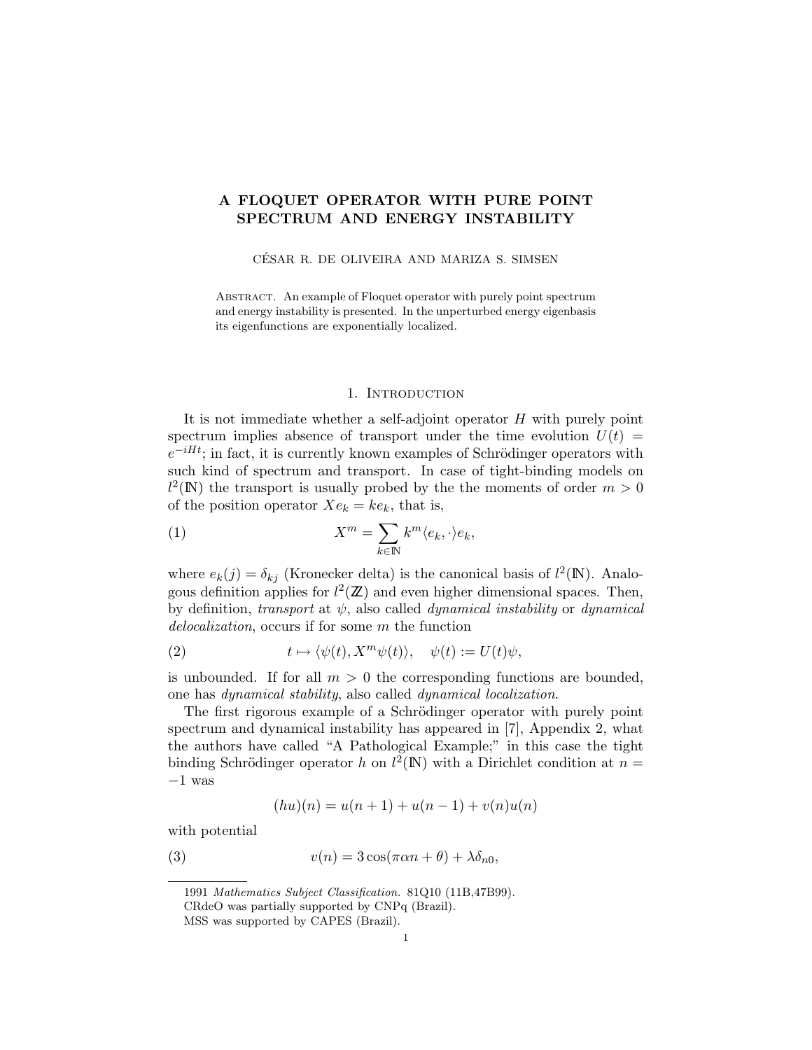# A FLOQUET OPERATOR WITH PURE POINT SPECTRUM AND ENERGY INSTABILITY

CÉSAR R. DE OLIVEIRA AND MARIZA S. SIMSEN

Abstract. An example of Floquet operator with purely point spectrum and energy instability is presented. In the unperturbed energy eigenbasis its eigenfunctions are exponentially localized.

## 1. Introduction

It is not immediate whether a self-adjoint operator $H$ with purely point spectrum implies absence of transport under the time evolution $U(t) = e^{-iHt}$; in fact, it is currently known examples of Schrödinger operators with such kind of spectrum and transport. In case of tight-binding models on $l^2(\mathbb{N})$ the transport is usually probed by the the moments of order $m > 0$ of the position operator $Xe_k = ke_k$, that is,

$$X^m = \sum_{k \in \mathbb{N}} k^m \langle e_k, \cdot \rangle e_k, \tag{1}$$

where $e_k(j) = \delta_{kj}$ (Kronecker delta) is the canonical basis of $l^2(\mathbb{N})$. Analogous definition applies for $l^2(\mathbb{Z})$ and even higher dimensional spaces. Then, by definition, *transport* at $\psi$, also called *dynamical instability* or *dynamical delocalization*, occurs if for some $m$ the function

$$t \mapsto \langle \psi(t), X^m \psi(t) \rangle, \quad \psi(t) := U(t)\psi, \tag{2}$$

is unbounded. If for all $m > 0$ the corresponding functions are bounded, one has *dynamical stability*, also called *dynamical localization*.

The first rigorous example of a Schrödinger operator with purely point spectrum and dynamical instability has appeared in [7], Appendix 2, what the authors have called "A Pathological Example;" in this case the tight binding Schrödinger operator $h$ on $l^2(\mathbb{N})$ with a Dirichlet condition at $n = -1$ was

$$(hu)(n) = u(n+1) + u(n-1) + v(n)u(n)$$

with potential

$$v(n) = 3\cos(\pi\alpha n + \theta) + \lambda\delta_{n0}, \tag{3}$$

1991 *Mathematics Subject Classification.* 81Q10 (11B,47B99).

CRdeO was partially supported by CNPq (Brazil).

MSS was supported by CAPES (Brazil).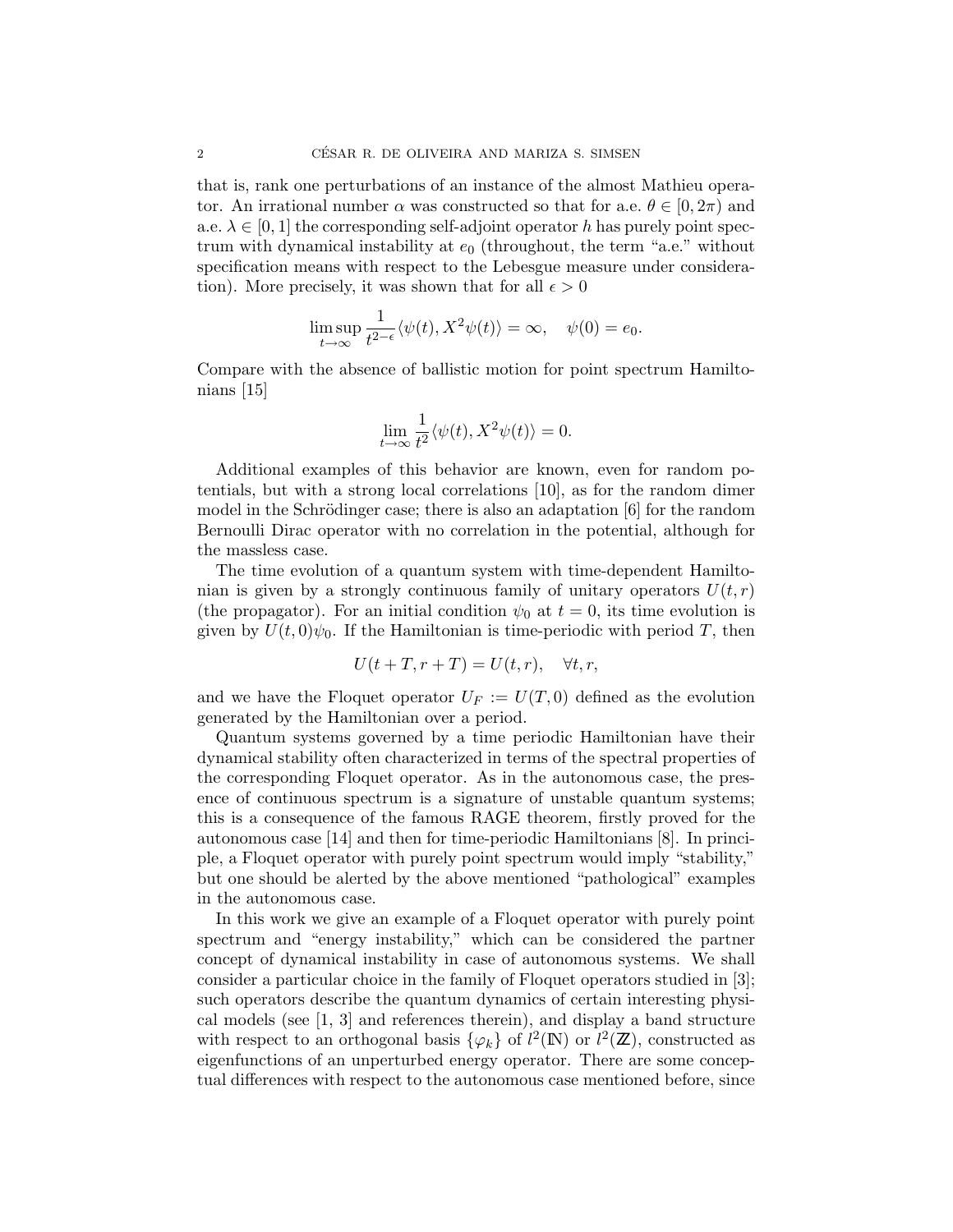that is, rank one perturbations of an instance of the almost Mathieu operator. An irrational number $\alpha$ was constructed so that for a.e. $\theta \in [0, 2\pi)$ and a.e. $\lambda \in [0, 1]$ the corresponding self-adjoint operator $h$ has purely point spectrum with dynamical instability at $e_0$ (throughout, the term "a.e." without specification means with respect to the Lebesgue measure under consideration). More precisely, it was shown that for all $\epsilon > 0$

$$\limsup_{t\to\infty} \frac{1}{t^{2-\epsilon}} \langle \psi(t), X^2 \psi(t) \rangle = \infty, \quad \psi(0) = e_0.$$

Compare with the absence of ballistic motion for point spectrum Hamiltonians [15]

$$\lim_{t\to\infty} \frac{1}{t^2} \langle \psi(t), X^2 \psi(t) \rangle = 0.$$

Additional examples of this behavior are known, even for random potentials, but with a strong local correlations [10], as for the random dimer model in the Schrödinger case; there is also an adaptation [6] for the random Bernoulli Dirac operator with no correlation in the potential, although for the massless case.

The time evolution of a quantum system with time-dependent Hamiltonian is given by a strongly continuous family of unitary operators $U(t, r)$ (the propagator). For an initial condition $\psi_0$ at $t = 0$, its time evolution is given by $U(t, 0)\psi_0$. If the Hamiltonian is time-periodic with period $T$, then

$$U(t + T, r + T) = U(t, r), \quad \forall t, r,$$

and we have the Floquet operator $U_F := U(T, 0)$ defined as the evolution generated by the Hamiltonian over a period.

Quantum systems governed by a time periodic Hamiltonian have their dynamical stability often characterized in terms of the spectral properties of the corresponding Floquet operator. As in the autonomous case, the presence of continuous spectrum is a signature of unstable quantum systems; this is a consequence of the famous RAGE theorem, firstly proved for the autonomous case [14] and then for time-periodic Hamiltonians [8]. In principle, a Floquet operator with purely point spectrum would imply "stability," but one should be alerted by the above mentioned "pathological" examples in the autonomous case.

In this work we give an example of a Floquet operator with purely point spectrum and "energy instability," which can be considered the partner concept of dynamical instability in case of autonomous systems. We shall consider a particular choice in the family of Floquet operators studied in [3]; such operators describe the quantum dynamics of certain interesting physical models (see [1, 3] and references therein), and display a band structure with respect to an orthogonal basis $\{\varphi_k\}$ of $l^2(\mathbb{N})$ or $l^2(\mathbb{Z})$, constructed as eigenfunctions of an unperturbed energy operator. There are some conceptual differences with respect to the autonomous case mentioned before, since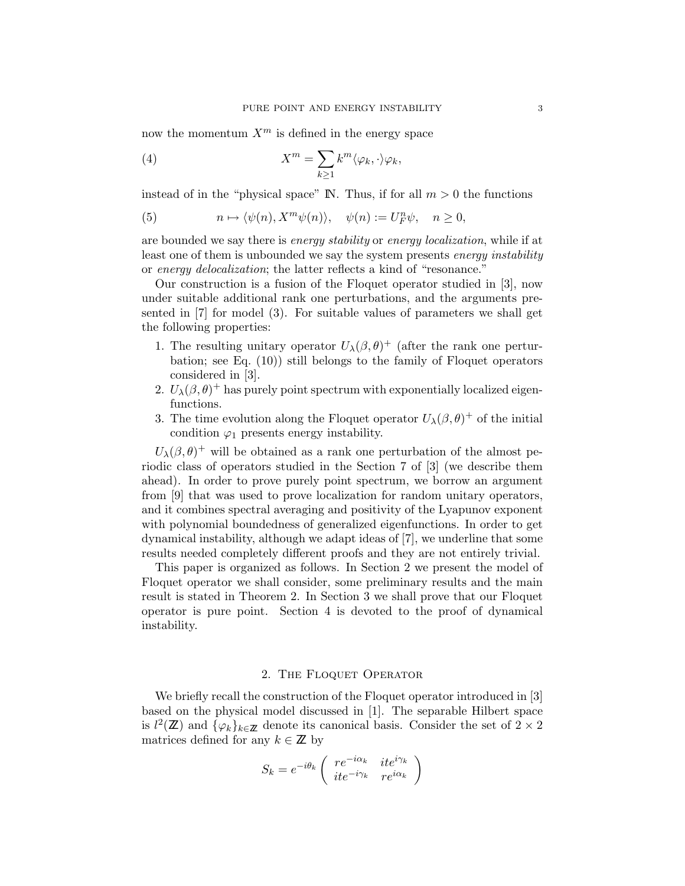now the momentum $X^m$ is defined in the energy space

$$X^m = \sum_{k\geq 1} k^m \langle \varphi_k, \cdot \rangle \varphi_k, \tag{4}$$

instead of in the "physical space" $\mathbb{N}$. Thus, if for all $m > 0$ the functions

$$n \mapsto \langle \psi(n), X^m \psi(n) \rangle, \quad \psi(n) := U_F^n \psi, \quad n \geq 0, \tag{5}$$

are bounded we say there is *energy stability* or *energy localization*, while if at least one of them is unbounded we say the system presents *energy instability* or *energy delocalization*; the latter reflects a kind of "resonance."

Our construction is a fusion of the Floquet operator studied in [3], now under suitable additional rank one perturbations, and the arguments presented in [7] for model (3). For suitable values of parameters we shall get the following properties:

1. The resulting unitary operator $U_\lambda(\beta, \theta)^+$ (after the rank one perturbation; see Eq. (10)) still belongs to the family of Floquet operators considered in [3].
2. $U_\lambda(\beta, \theta)^+$ has purely point spectrum with exponentially localized eigenfunctions.
3. The time evolution along the Floquet operator $U_\lambda(\beta, \theta)^+$ of the initial condition $\varphi_1$ presents energy instability.

$U_\lambda(\beta, \theta)^+$ will be obtained as a rank one perturbation of the almost periodic class of operators studied in the Section 7 of [3] (we describe them ahead). In order to prove purely point spectrum, we borrow an argument from [9] that was used to prove localization for random unitary operators, and it combines spectral averaging and positivity of the Lyapunov exponent with polynomial boundedness of generalized eigenfunctions. In order to get dynamical instability, although we adapt ideas of [7], we underline that some results needed completely different proofs and they are not entirely trivial.

This paper is organized as follows. In Section 2 we present the model of Floquet operator we shall consider, some preliminary results and the main result is stated in Theorem 2. In Section 3 we shall prove that our Floquet operator is pure point. Section 4 is devoted to the proof of dynamical instability.

## 2. The Floquet Operator

We briefly recall the construction of the Floquet operator introduced in [3] based on the physical model discussed in [1]. The separable Hilbert space is $l^2(\mathbb{Z})$ and $\{\varphi_k\}_{k\in\mathbb{Z}}$ denote its canonical basis. Consider the set of $2 \times 2$ matrices defined for any $k \in \mathbb{Z}$ by

$$S_k = e^{-i\theta_k} \begin{pmatrix} re^{-i\alpha_k} & ite^{i\gamma_k} \\ ite^{-i\gamma_k} & re^{i\alpha_k} \end{pmatrix}$$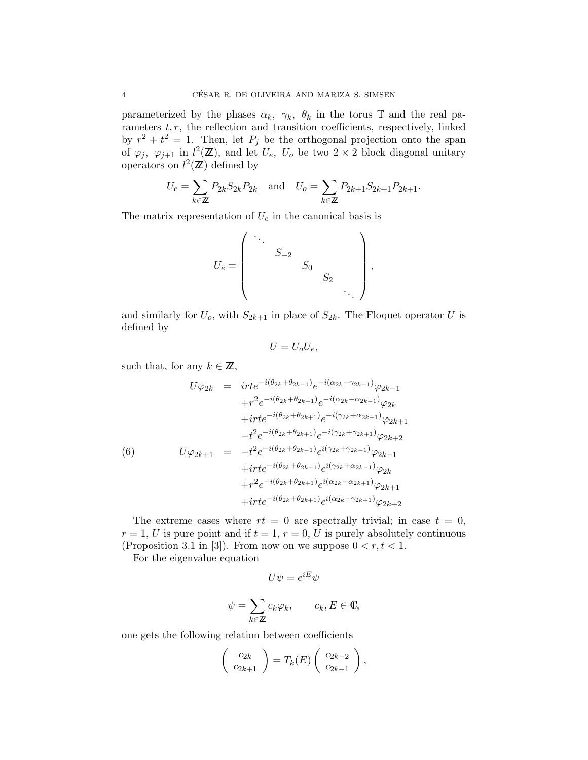parameterized by the phases $\alpha_k,\ \gamma_k,\ \theta_k$ in the torus $\mathbb{T}$ and the real parameters $t, r$, the reflection and transition coefficients, respectively, linked by $r^2 + t^2 = 1$. Then, let $P_j$ be the orthogonal projection onto the span of $\varphi_j,\ \varphi_{j+1}$ in $l^2(\mathbb{Z})$, and let $U_e,\ U_o$ be two $2\times 2$ block diagonal unitary operators on $l^2(\mathbb{Z})$ defined by

$$U_e = \sum_{k\in\mathbb{Z}} P_{2k} S_{2k} P_{2k} \quad \text{and} \quad U_o = \sum_{k\in\mathbb{Z}} P_{2k+1} S_{2k+1} P_{2k+1}.$$

The matrix representation of $U_e$ in the canonical basis is

$$U_e = \begin{pmatrix} \ddots & & & & \\ & S_{-2} & & & \\ & & S_0 & & \\ & & & S_2 & \\ & & & & \ddots \end{pmatrix},$$

and similarly for $U_o$, with $S_{2k+1}$ in place of $S_{2k}$. The Floquet operator $U$ is defined by

$$U = U_o U_e,$$

such that, for any $k \in \mathbb{Z}$,

$$
\begin{aligned}
U\varphi_{2k} &= irte^{-i(\theta_{2k}+\theta_{2k-1})}e^{-i(\alpha_{2k}-\gamma_{2k-1})}\varphi_{2k-1} \\
&\quad + r^2 e^{-i(\theta_{2k}+\theta_{2k-1})}e^{-i(\alpha_{2k}-\alpha_{2k-1})}\varphi_{2k} \\
&\quad + irte^{-i(\theta_{2k}+\theta_{2k+1})}e^{-i(\gamma_{2k}+\alpha_{2k+1})}\varphi_{2k+1} \\
&\quad - t^2 e^{-i(\theta_{2k}+\theta_{2k+1})}e^{-i(\gamma_{2k}+\gamma_{2k+1})}\varphi_{2k+2} \\
U\varphi_{2k+1} &= -t^2 e^{-i(\theta_{2k}+\theta_{2k-1})}e^{i(\gamma_{2k}+\gamma_{2k-1})}\varphi_{2k-1} \\
&\quad + irte^{-i(\theta_{2k}+\theta_{2k-1})}e^{i(\gamma_{2k}+\alpha_{2k-1})}\varphi_{2k} \\
&\quad + r^2 e^{-i(\theta_{2k}+\theta_{2k+1})}e^{i(\alpha_{2k}-\alpha_{2k+1})}\varphi_{2k+1} \\
&\quad + irte^{-i(\theta_{2k}+\theta_{2k+1})}e^{i(\alpha_{2k}-\gamma_{2k+1})}\varphi_{2k+2}
\end{aligned} \tag{6}
$$

The extreme cases where $rt = 0$ are spectrally trivial; in case $t = 0$, $r = 1$, $U$ is pure point and if $t = 1$, $r = 0$, $U$ is purely absolutely continuous (Proposition 3.1 in [3]). From now on we suppose $0 < r, t < 1$.

For the eigenvalue equation

$$U\psi = e^{iE}\psi$$

$$\psi = \sum_{k\in\mathbb{Z}} c_k \varphi_k, \qquad c_k, E \in \mathbb{C},$$

one gets the following relation between coefficients

$$\begin{pmatrix} c_{2k} \\ c_{2k+1} \end{pmatrix} = T_k(E) \begin{pmatrix} c_{2k-2} \\ c_{2k-1} \end{pmatrix},$$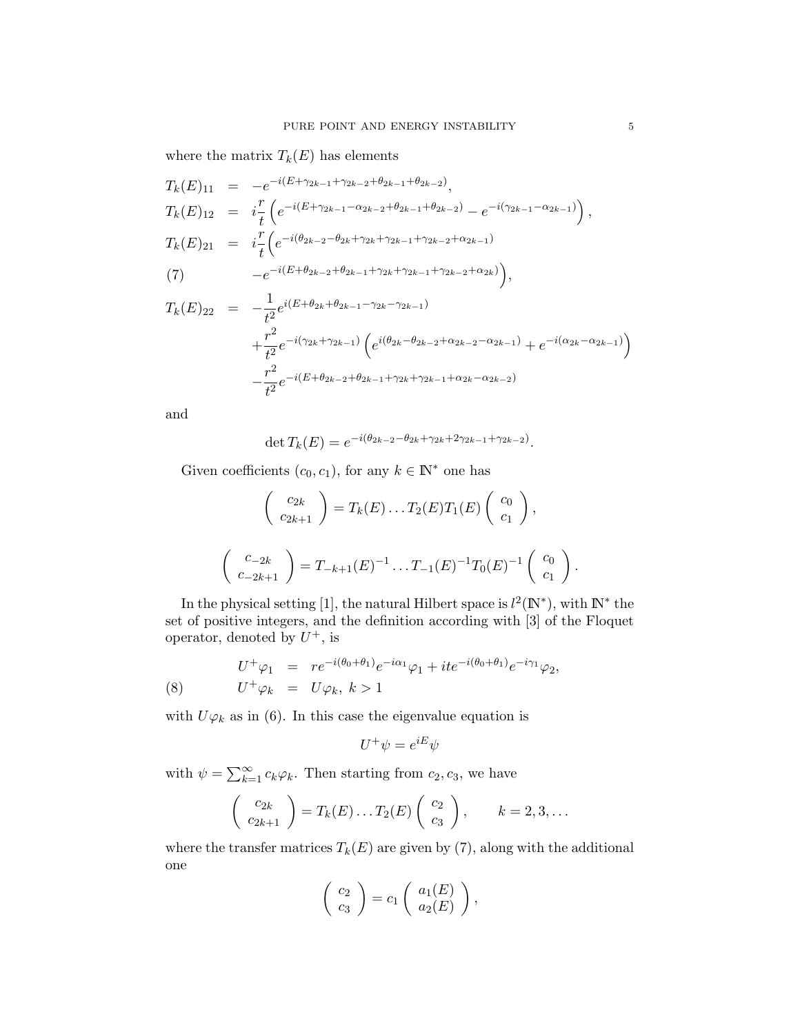where the matrix $T_k(E)$ has elements

$$
\begin{aligned}
T_k(E)_{11} &= -e^{-i(E+\gamma_{2k-1}+\gamma_{2k-2}+\theta_{2k-1}+\theta_{2k-2})}, \\
T_k(E)_{12} &= i\frac{r}{t}\left(e^{-i(E+\gamma_{2k-1}-\alpha_{2k-2}+\theta_{2k-1}+\theta_{2k-2})} - e^{-i(\gamma_{2k-1}-\alpha_{2k-1})}\right), \\
T_k(E)_{21} &= i\frac{r}{t}\Big(e^{-i(\theta_{2k-2}-\theta_{2k}+\gamma_{2k}+\gamma_{2k-1}+\gamma_{2k-2}+\alpha_{2k-1})} \\
&\qquad -e^{-i(E+\theta_{2k-2}+\theta_{2k-1}+\gamma_{2k}+\gamma_{2k-1}+\gamma_{2k-2}+\alpha_{2k})}\Big), \qquad (7)\\
T_k(E)_{22} &= -\frac{1}{t^2}e^{i(E+\theta_{2k}+\theta_{2k-1}-\gamma_{2k}-\gamma_{2k-1})} \\
&\quad +\frac{r^2}{t^2}e^{-i(\gamma_{2k}+\gamma_{2k-1})}\left(e^{i(\theta_{2k}-\theta_{2k-2}+\alpha_{2k-2}-\alpha_{2k-1})}+e^{-i(\alpha_{2k}-\alpha_{2k-1})}\right) \\
&\quad -\frac{r^2}{t^2}e^{-i(E+\theta_{2k-2}+\theta_{2k-1}+\gamma_{2k}+\gamma_{2k-1}+\alpha_{2k}-\alpha_{2k-2})}
\end{aligned}
$$

and

$$\det T_k(E) = e^{-i(\theta_{2k-2}-\theta_{2k}+\gamma_{2k}+2\gamma_{2k-1}+\gamma_{2k-2})}.$$

Given coefficients $(c_0, c_1)$, for any $k \in \mathbb{N}^*$ one has

$$\begin{pmatrix} c_{2k} \\ c_{2k+1} \end{pmatrix} = T_k(E)\dots T_2(E)T_1(E)\begin{pmatrix} c_0 \\ c_1 \end{pmatrix},$$

$$\begin{pmatrix} c_{-2k} \\ c_{-2k+1} \end{pmatrix} = T_{-k+1}(E)^{-1}\dots T_{-1}(E)^{-1}T_0(E)^{-1}\begin{pmatrix} c_0 \\ c_1 \end{pmatrix}.$$

In the physical setting [1], the natural Hilbert space is $l^2(\mathbb{N}^*)$, with $\mathbb{N}^*$ the set of positive integers, and the definition according with [3] of the Floquet operator, denoted by $U^+$, is

$$
\begin{aligned}
U^+\varphi_1 &= re^{-i(\theta_0+\theta_1)}e^{-i\alpha_1}\varphi_1 + ite^{-i(\theta_0+\theta_1)}e^{-i\gamma_1}\varphi_2, \\
U^+\varphi_k &= U\varphi_k, \ k>1 \qquad (8)
\end{aligned}
$$

with $U\varphi_k$ as in (6). In this case the eigenvalue equation is

$$U^+\psi = e^{iE}\psi$$

with $\psi = \sum_{k=1}^{\infty} c_k\varphi_k$. Then starting from $c_2, c_3$, we have

$$\begin{pmatrix} c_{2k} \\ c_{2k+1} \end{pmatrix} = T_k(E)\dots T_2(E)\begin{pmatrix} c_2 \\ c_3 \end{pmatrix}, \qquad k = 2, 3, \dots$$

where the transfer matrices $T_k(E)$ are given by (7), along with the additional one

$$\begin{pmatrix} c_2 \\ c_3 \end{pmatrix} = c_1\begin{pmatrix} a_1(E) \\ a_2(E) \end{pmatrix},$$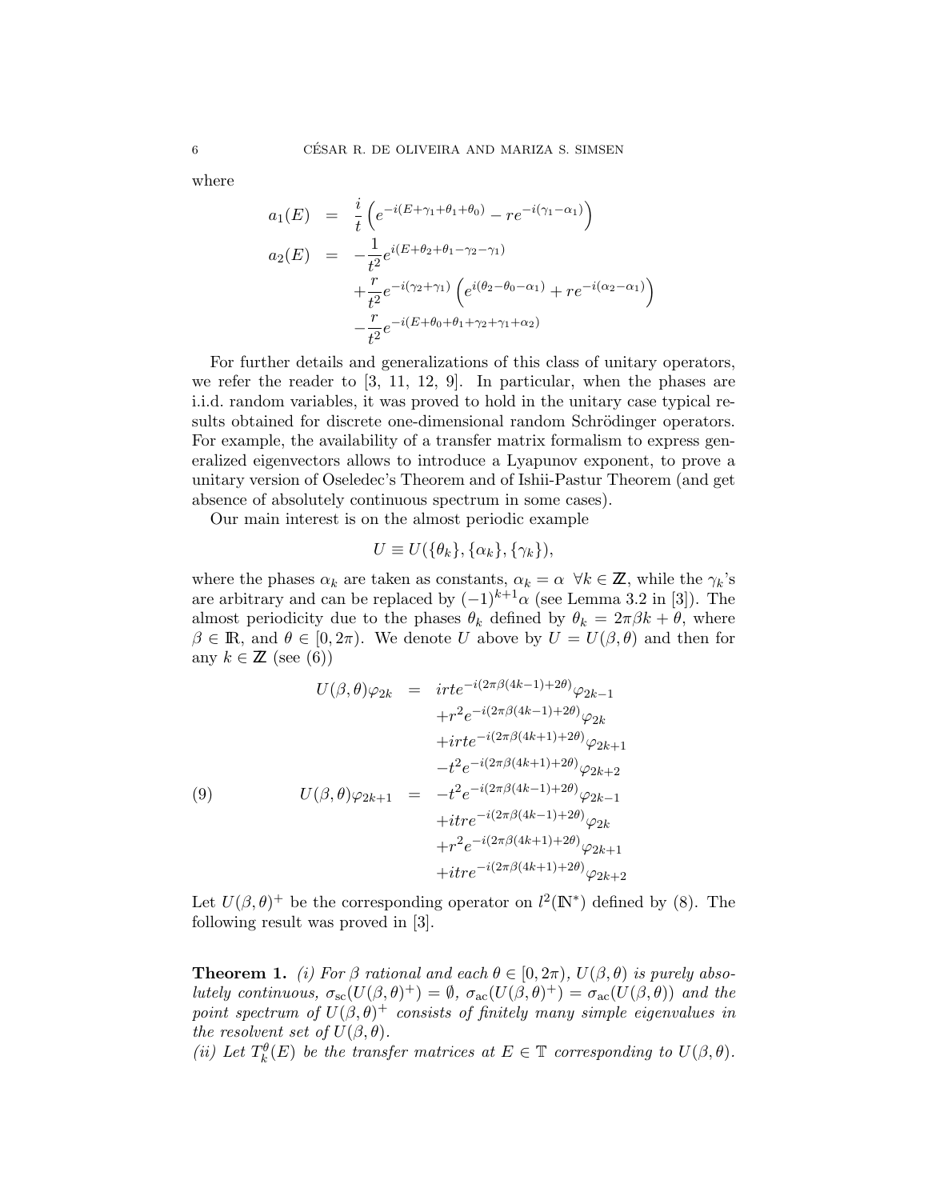where

$$
\begin{aligned}
a_1(E) &= \frac{i}{t}\left(e^{-i(E+\gamma_1+\theta_1+\theta_0)} - re^{-i(\gamma_1-\alpha_1)}\right) \\
a_2(E) &= -\frac{1}{t^2}e^{i(E+\theta_2+\theta_1-\gamma_2-\gamma_1)} \\
&\quad +\frac{r}{t^2}e^{-i(\gamma_2+\gamma_1)}\left(e^{i(\theta_2-\theta_0-\alpha_1)} + re^{-i(\alpha_2-\alpha_1)}\right) \\
&\quad -\frac{r}{t^2}e^{-i(E+\theta_0+\theta_1+\gamma_2+\gamma_1+\alpha_2)}
\end{aligned}
$$

For further details and generalizations of this class of unitary operators, we refer the reader to [3, 11, 12, 9]. In particular, when the phases are i.i.d. random variables, it was proved to hold in the unitary case typical results obtained for discrete one-dimensional random Schrödinger operators. For example, the availability of a transfer matrix formalism to express generalized eigenvectors allows to introduce a Lyapunov exponent, to prove a unitary version of Oseledec's Theorem and of Ishii-Pastur Theorem (and get absence of absolutely continuous spectrum in some cases).

Our main interest is on the almost periodic example

$$
U \equiv U(\{\theta_k\}, \{\alpha_k\}, \{\gamma_k\}),
$$

where the phases $\alpha_k$ are taken as constants, $\alpha_k = \alpha \ \ \forall k \in \mathbb{Z}$, while the $\gamma_k$'s are arbitrary and can be replaced by $(-1)^{k+1}\alpha$ (see Lemma 3.2 in [3]). The almost periodicity due to the phases $\theta_k$ defined by $\theta_k = 2\pi\beta k + \theta$, where $\beta \in \mathbb{R}$, and $\theta \in [0, 2\pi)$. We denote $U$ above by $U = U(\beta, \theta)$ and then for any $k \in \mathbb{Z}$ (see (6))

$$
\begin{aligned}
U(\beta,\theta)\varphi_{2k} &= irte^{-i(2\pi\beta(4k-1)+2\theta)}\varphi_{2k-1} \\
&\quad +r^2e^{-i(2\pi\beta(4k-1)+2\theta)}\varphi_{2k} \\
&\quad +irte^{-i(2\pi\beta(4k+1)+2\theta)}\varphi_{2k+1} \\
&\quad -t^2e^{-i(2\pi\beta(4k+1)+2\theta)}\varphi_{2k+2} \\
U(\beta,\theta)\varphi_{2k+1} &= -t^2e^{-i(2\pi\beta(4k-1)+2\theta)}\varphi_{2k-1} \\
&\quad +itre^{-i(2\pi\beta(4k-1)+2\theta)}\varphi_{2k} \\
&\quad +r^2e^{-i(2\pi\beta(4k+1)+2\theta)}\varphi_{2k+1} \\
&\quad +itre^{-i(2\pi\beta(4k+1)+2\theta)}\varphi_{2k+2}
\end{aligned} \tag{9}
$$

Let $U(\beta,\theta)^+$ be the corresponding operator on $l^2(\mathbb{N}^*)$ defined by (8). The following result was proved in [3].

**Theorem 1.** *(i) For $\beta$ rational and each $\theta \in [0, 2\pi)$, $U(\beta,\theta)$ is purely absolutely continuous, $\sigma_{\mathrm{sc}}(U(\beta,\theta)^+) = \emptyset$, $\sigma_{\mathrm{ac}}(U(\beta,\theta)^+) = \sigma_{\mathrm{ac}}(U(\beta,\theta))$ and the point spectrum of $U(\beta,\theta)^+$ consists of finitely many simple eigenvalues in the resolvent set of $U(\beta,\theta)$.*
*(ii) Let $T_k^\theta(E)$ be the transfer matrices at $E \in \mathbb{T}$ corresponding to $U(\beta,\theta)$.*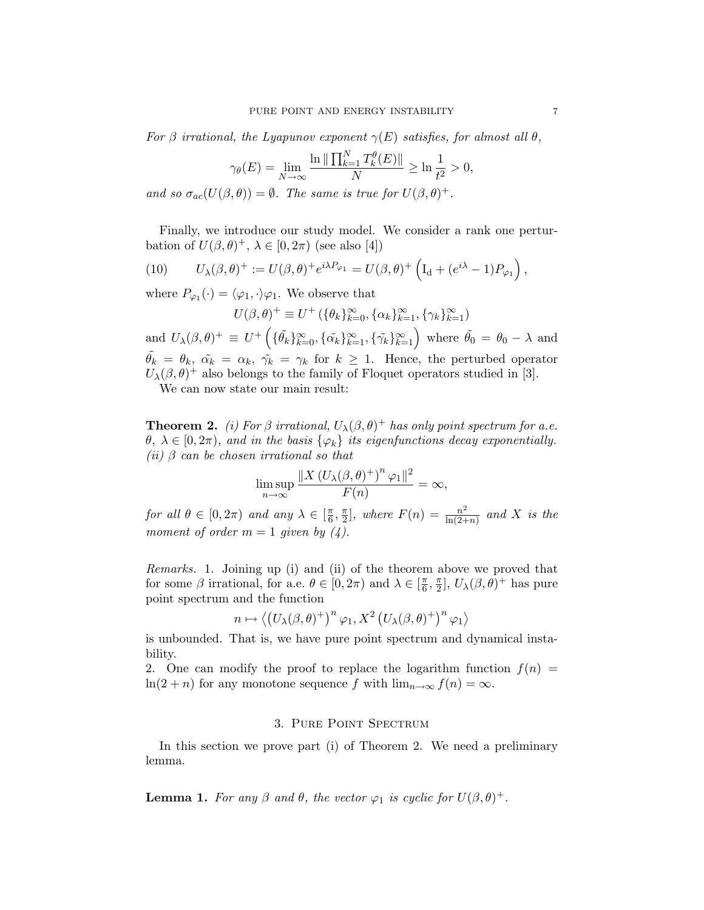*For $\beta$ irrational, the Lyapunov exponent $\gamma(E)$ satisfies, for almost all $\theta$,*

$$\gamma_\theta(E) = \lim_{N\to\infty} \frac{\ln \| \prod_{k=1}^{N} T_k^\theta(E)\|}{N} \geq \ln \frac{1}{t^2} > 0,$$

*and so $\sigma_{ac}(U(\beta,\theta)) = \emptyset$. The same is true for $U(\beta,\theta)^+$.*

Finally, we introduce our study model. We consider a rank one perturbation of $U(\beta,\theta)^+$, $\lambda \in [0, 2\pi)$ (see also [4])

$$U_\lambda(\beta,\theta)^+ := U(\beta,\theta)^+ e^{i\lambda P_{\varphi_1}} = U(\beta,\theta)^+ \left( \mathrm{I_d} + (e^{i\lambda} - 1) P_{\varphi_1} \right), \tag{10}$$

where $P_{\varphi_1}(\cdot) = \langle \varphi_1, \cdot \rangle \varphi_1$. We observe that

$$U(\beta,\theta)^+ \equiv U^+ \left( \{\theta_k\}_{k=0}^\infty, \{\alpha_k\}_{k=1}^\infty, \{\gamma_k\}_{k=1}^\infty \right)$$

and $U_\lambda(\beta,\theta)^+ \equiv U^+ \left( \{\tilde{\theta_k}\}_{k=0}^\infty, \{\tilde{\alpha_k}\}_{k=1}^\infty, \{\tilde{\gamma_k}\}_{k=1}^\infty \right)$ where $\tilde{\theta_0} = \theta_0 - \lambda$ and $\tilde{\theta_k} = \theta_k$, $\tilde{\alpha_k} = \alpha_k$, $\tilde{\gamma_k} = \gamma_k$ for $k \geq 1$. Hence, the perturbed operator $U_\lambda(\beta,\theta)^+$ also belongs to the family of Floquet operators studied in [3].

We can now state our main result:

**Theorem 2.** *(i) For $\beta$ irrational, $U_\lambda(\beta,\theta)^+$ has only point spectrum for a.e. $\theta$, $\lambda \in [0, 2\pi)$, and in the basis $\{\varphi_k\}$ its eigenfunctions decay exponentially.*
*(ii) $\beta$ can be chosen irrational so that*

$$\limsup_{n\to\infty} \frac{\|X \left(U_\lambda(\beta,\theta)^+\right)^n \varphi_1\|^2}{F(n)} = \infty,$$

*for all $\theta \in [0, 2\pi)$ and any $\lambda \in [\frac{\pi}{6}, \frac{\pi}{2}]$, where $F(n) = \frac{n^2}{\ln(2+n)}$ and $X$ is the moment of order $m = 1$ given by (4).*

*Remarks.* 1. Joining up (i) and (ii) of the theorem above we proved that for some $\beta$ irrational, for a.e. $\theta \in [0, 2\pi)$ and $\lambda \in [\frac{\pi}{6}, \frac{\pi}{2}]$, $U_\lambda(\beta,\theta)^+$ has pure point spectrum and the function

$$n \mapsto \left\langle \left(U_\lambda(\beta,\theta)^+\right)^n \varphi_1, X^2 \left(U_\lambda(\beta,\theta)^+\right)^n \varphi_1 \right\rangle$$

is unbounded. That is, we have pure point spectrum and dynamical instability.
2. One can modify the proof to replace the logarithm function $f(n) = \ln(2+n)$ for any monotone sequence $f$ with $\lim_{n\to\infty} f(n) = \infty$.

## 3. Pure Point Spectrum

In this section we prove part (i) of Theorem 2. We need a preliminary lemma.

**Lemma 1.** *For any $\beta$ and $\theta$, the vector $\varphi_1$ is cyclic for $U(\beta,\theta)^+$.*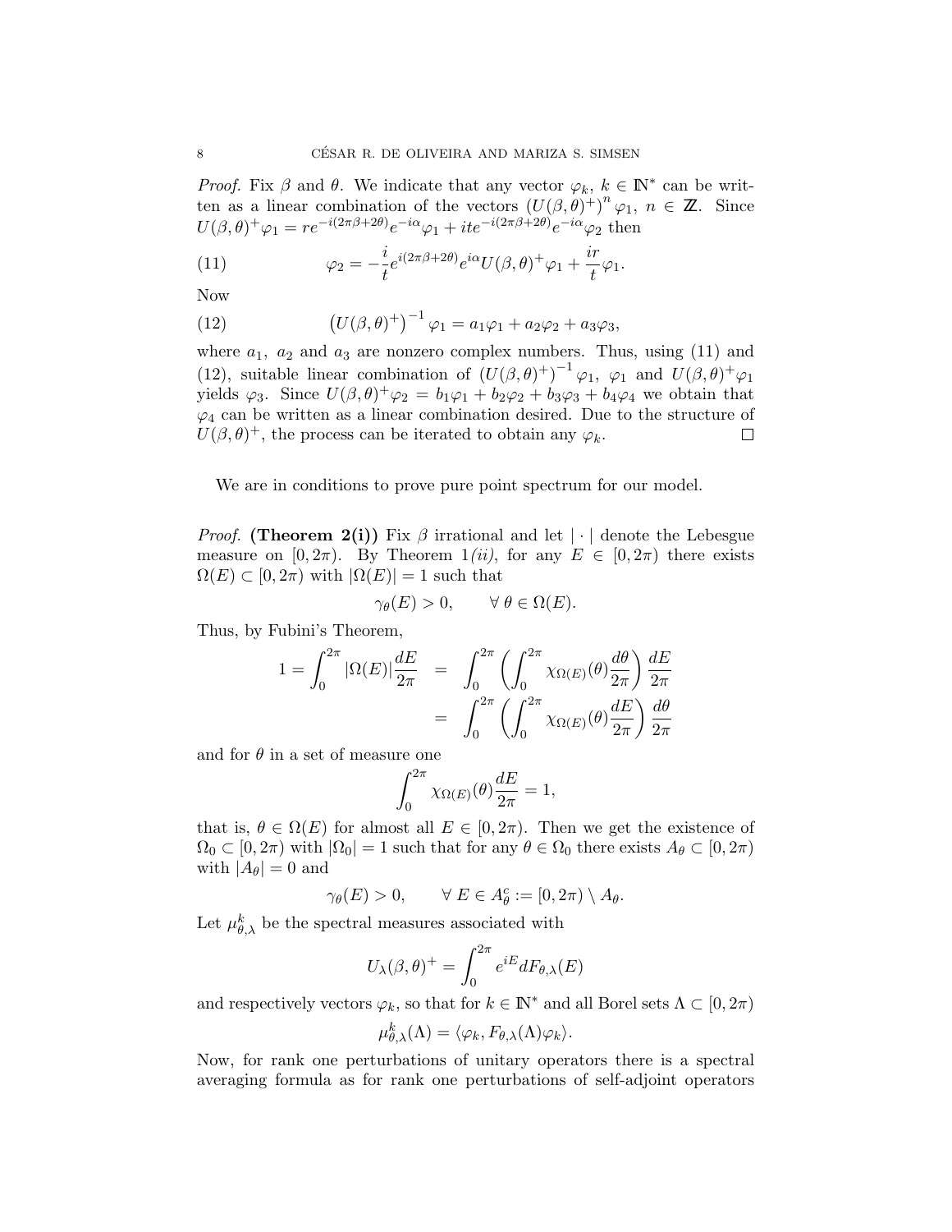*Proof.* Fix $\beta$ and $\theta$. We indicate that any vector $\varphi_k$, $k \in \mathbb{N}^*$ can be written as a linear combination of the vectors $\left(U(\beta,\theta)^+\right)^n \varphi_1$, $n \in \mathbb{Z}$. Since $U(\beta,\theta)^+\varphi_1 = re^{-i(2\pi\beta+2\theta)}e^{-i\alpha}\varphi_1 + ite^{-i(2\pi\beta+2\theta)}e^{-i\alpha}\varphi_2$ then

$$\varphi_2 = -\frac{i}{t}e^{i(2\pi\beta+2\theta)}e^{i\alpha}U(\beta,\theta)^+\varphi_1 + \frac{ir}{t}\varphi_1. \tag{11}$$

Now

$$\left(U(\beta,\theta)^+\right)^{-1}\varphi_1 = a_1\varphi_1 + a_2\varphi_2 + a_3\varphi_3, \tag{12}$$

where $a_1$, $a_2$ and $a_3$ are nonzero complex numbers. Thus, using (11) and (12), suitable linear combination of $\left(U(\beta,\theta)^+\right)^{-1}\varphi_1$, $\varphi_1$ and $U(\beta,\theta)^+\varphi_1$ yields $\varphi_3$. Since $U(\beta,\theta)^+\varphi_2 = b_1\varphi_1 + b_2\varphi_2 + b_3\varphi_3 + b_4\varphi_4$ we obtain that $\varphi_4$ can be written as a linear combination desired. Due to the structure of $U(\beta,\theta)^+$, the process can be iterated to obtain any $\varphi_k$. □

We are in conditions to prove pure point spectrum for our model.

*Proof.* **(Theorem 2(i))** Fix $\beta$ irrational and let $|\cdot|$ denote the Lebesgue measure on $[0,2\pi)$. By Theorem 1*(ii)*, for any $E \in [0,2\pi)$ there exists $\Omega(E) \subset [0,2\pi)$ with $|\Omega(E)| = 1$ such that

$$\gamma_\theta(E) > 0, \qquad \forall\, \theta \in \Omega(E).$$

Thus, by Fubini's Theorem,

$$\begin{aligned} 1 = \int_0^{2\pi} |\Omega(E)| \frac{dE}{2\pi} &= \int_0^{2\pi} \left( \int_0^{2\pi} \chi_{\Omega(E)}(\theta) \frac{d\theta}{2\pi} \right) \frac{dE}{2\pi} \\ &= \int_0^{2\pi} \left( \int_0^{2\pi} \chi_{\Omega(E)}(\theta) \frac{dE}{2\pi} \right) \frac{d\theta}{2\pi} \end{aligned}$$

and for $\theta$ in a set of measure one

$$\int_0^{2\pi} \chi_{\Omega(E)}(\theta) \frac{dE}{2\pi} = 1,$$

that is, $\theta \in \Omega(E)$ for almost all $E \in [0,2\pi)$. Then we get the existence of $\Omega_0 \subset [0,2\pi)$ with $|\Omega_0| = 1$ such that for any $\theta \in \Omega_0$ there exists $A_\theta \subset [0,2\pi)$ with $|A_\theta| = 0$ and

$$\gamma_\theta(E) > 0, \qquad \forall\, E \in A_\theta^c := [0,2\pi) \setminus A_\theta.$$

Let $\mu^k_{\theta,\lambda}$ be the spectral measures associated with

$$U_\lambda(\beta,\theta)^+ = \int_0^{2\pi} e^{iE} dF_{\theta,\lambda}(E)$$

and respectively vectors $\varphi_k$, so that for $k \in \mathbb{N}^*$ and all Borel sets $\Lambda \subset [0,2\pi)$

$$\mu^k_{\theta,\lambda}(\Lambda) = \langle \varphi_k, F_{\theta,\lambda}(\Lambda)\varphi_k \rangle.$$

Now, for rank one perturbations of unitary operators there is a spectral averaging formula as for rank one perturbations of self-adjoint operators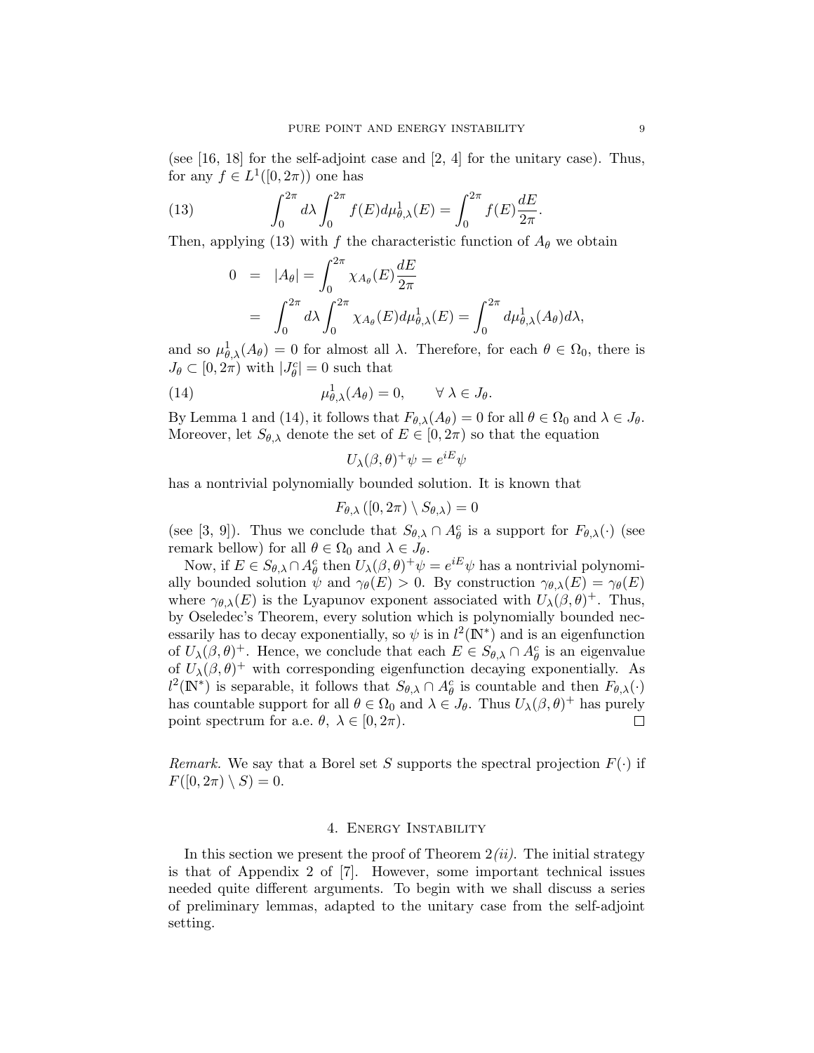(see [16, 18] for the self-adjoint case and [2, 4] for the unitary case). Thus, for any $f \in L^1([0, 2\pi))$ one has

$$\int_0^{2\pi} d\lambda \int_0^{2\pi} f(E) d\mu^1_{\theta,\lambda}(E) = \int_0^{2\pi} f(E) \frac{dE}{2\pi}. \tag{13}$$

Then, applying (13) with $f$ the characteristic function of $A_\theta$ we obtain

$$\begin{aligned} 0 &= |A_\theta| = \int_0^{2\pi} \chi_{A_\theta}(E) \frac{dE}{2\pi} \\ &= \int_0^{2\pi} d\lambda \int_0^{2\pi} \chi_{A_\theta}(E) d\mu^1_{\theta,\lambda}(E) = \int_0^{2\pi} d\mu^1_{\theta,\lambda}(A_\theta) d\lambda, \end{aligned}$$

and so $\mu^1_{\theta,\lambda}(A_\theta) = 0$ for almost all $\lambda$. Therefore, for each $\theta \in \Omega_0$, there is $J_\theta \subset [0, 2\pi)$ with $|J^c_\theta| = 0$ such that

$$\mu^1_{\theta,\lambda}(A_\theta) = 0, \qquad \forall \lambda \in J_\theta. \tag{14}$$

By Lemma 1 and (14), it follows that $F_{\theta,\lambda}(A_\theta) = 0$ for all $\theta \in \Omega_0$ and $\lambda \in J_\theta$. Moreover, let $S_{\theta,\lambda}$ denote the set of $E \in [0, 2\pi)$ so that the equation

$$U_\lambda(\beta, \theta)^+ \psi = e^{iE} \psi$$

has a nontrivial polynomially bounded solution. It is known that

$$F_{\theta,\lambda}\left([0, 2\pi) \setminus S_{\theta,\lambda}\right) = 0$$

(see [3, 9]). Thus we conclude that $S_{\theta,\lambda} \cap A^c_\theta$ is a support for $F_{\theta,\lambda}(\cdot)$ (see remark bellow) for all $\theta \in \Omega_0$ and $\lambda \in J_\theta$.

Now, if $E \in S_{\theta,\lambda} \cap A^c_\theta$ then $U_\lambda(\beta, \theta)^+ \psi = e^{iE} \psi$ has a nontrivial polynomially bounded solution $\psi$ and $\gamma_\theta(E) > 0$. By construction $\gamma_{\theta,\lambda}(E) = \gamma_\theta(E)$ where $\gamma_{\theta,\lambda}(E)$ is the Lyapunov exponent associated with $U_\lambda(\beta, \theta)^+$. Thus, by Oseledec's Theorem, every solution which is polynomially bounded necessarily has to decay exponentially, so $\psi$ is in $l^2(\mathbb{N}^*)$ and is an eigenfunction of $U_\lambda(\beta, \theta)^+$. Hence, we conclude that each $E \in S_{\theta,\lambda} \cap A^c_\theta$ is an eigenvalue of $U_\lambda(\beta, \theta)^+$ with corresponding eigenfunction decaying exponentially. As $l^2(\mathbb{N}^*)$ is separable, it follows that $S_{\theta,\lambda} \cap A^c_\theta$ is countable and then $F_{\theta,\lambda}(\cdot)$ has countable support for all $\theta \in \Omega_0$ and $\lambda \in J_\theta$. Thus $U_\lambda(\beta, \theta)^+$ has purely point spectrum for a.e. $\theta$, $\lambda \in [0, 2\pi)$. □

*Remark.* We say that a Borel set $S$ supports the spectral projection $F(\cdot)$ if $F([0, 2\pi) \setminus S) = 0$.

## 4. Energy Instability

In this section we present the proof of Theorem 2*(ii)*. The initial strategy is that of Appendix 2 of [7]. However, some important technical issues needed quite different arguments. To begin with we shall discuss a series of preliminary lemmas, adapted to the unitary case from the self-adjoint setting.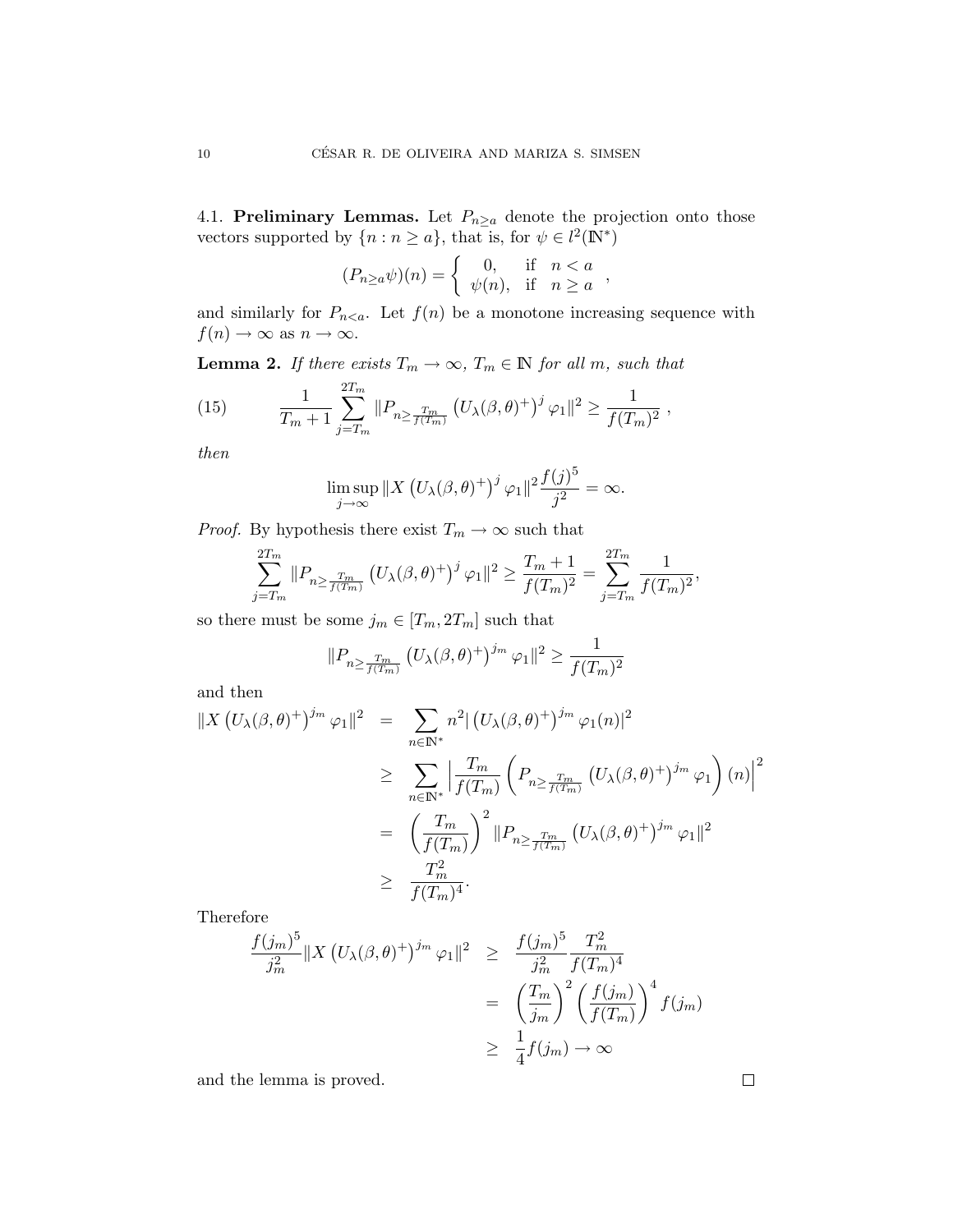4.1. **Preliminary Lemmas.** Let $P_{n\geq a}$ denote the projection onto those vectors supported by $\{n : n \geq a\}$, that is, for $\psi \in l^2(\mathbb{N}^*)$

$$(P_{n\geq a}\psi)(n) = \begin{cases} 0, & \text{if} \quad n < a \\ \psi(n), & \text{if} \quad n \geq a \end{cases},$$

and similarly for $P_{n<a}$. Let $f(n)$ be a monotone increasing sequence with $f(n) \to \infty$ as $n \to \infty$.

**Lemma 2.** *If there exists $T_m \to \infty$, $T_m \in \mathbb{N}$ for all $m$, such that*

$$\frac{1}{T_m+1} \sum_{j=T_m}^{2T_m} \|P_{n\geq \frac{T_m}{f(T_m)}} \left(U_\lambda(\beta,\theta)^+\right)^j \varphi_1\|^2 \geq \frac{1}{f(T_m)^2}, \tag{15}$$

*then*

$$\limsup_{j\to\infty} \|X \left(U_\lambda(\beta,\theta)^+\right)^j \varphi_1\|^2 \frac{f(j)^5}{j^2} = \infty.$$

*Proof.* By hypothesis there exist $T_m \to \infty$ such that

$$\sum_{j=T_m}^{2T_m} \|P_{n\geq \frac{T_m}{f(T_m)}} \left(U_\lambda(\beta,\theta)^+\right)^j \varphi_1\|^2 \geq \frac{T_m+1}{f(T_m)^2} = \sum_{j=T_m}^{2T_m} \frac{1}{f(T_m)^2},$$

so there must be some $j_m \in [T_m, 2T_m]$ such that

$$\|P_{n\geq \frac{T_m}{f(T_m)}} \left(U_\lambda(\beta,\theta)^+\right)^{j_m} \varphi_1\|^2 \geq \frac{1}{f(T_m)^2}$$

and then

$$\begin{aligned}
\|X \left(U_\lambda(\beta,\theta)^+\right)^{j_m} \varphi_1\|^2 &= \sum_{n\in\mathbb{N}^*} n^2 \left|\left(U_\lambda(\beta,\theta)^+\right)^{j_m} \varphi_1(n)\right|^2 \\
&\geq \sum_{n\in\mathbb{N}^*} \left|\frac{T_m}{f(T_m)} \left(P_{n\geq \frac{T_m}{f(T_m)}} \left(U_\lambda(\beta,\theta)^+\right)^{j_m} \varphi_1\right)(n)\right|^2 \\
&= \left(\frac{T_m}{f(T_m)}\right)^2 \|P_{n\geq \frac{T_m}{f(T_m)}} \left(U_\lambda(\beta,\theta)^+\right)^{j_m} \varphi_1\|^2 \\
&\geq \frac{T_m^2}{f(T_m)^4}.
\end{aligned}$$

Therefore

$$\begin{aligned}
\frac{f(j_m)^5}{j_m^2} \|X \left(U_\lambda(\beta,\theta)^+\right)^{j_m} \varphi_1\|^2 &\geq \frac{f(j_m)^5}{j_m^2} \frac{T_m^2}{f(T_m)^4} \\
&= \left(\frac{T_m}{j_m}\right)^2 \left(\frac{f(j_m)}{f(T_m)}\right)^4 f(j_m) \\
&\geq \frac{1}{4} f(j_m) \to \infty
\end{aligned}$$

and the lemma is proved. $\square$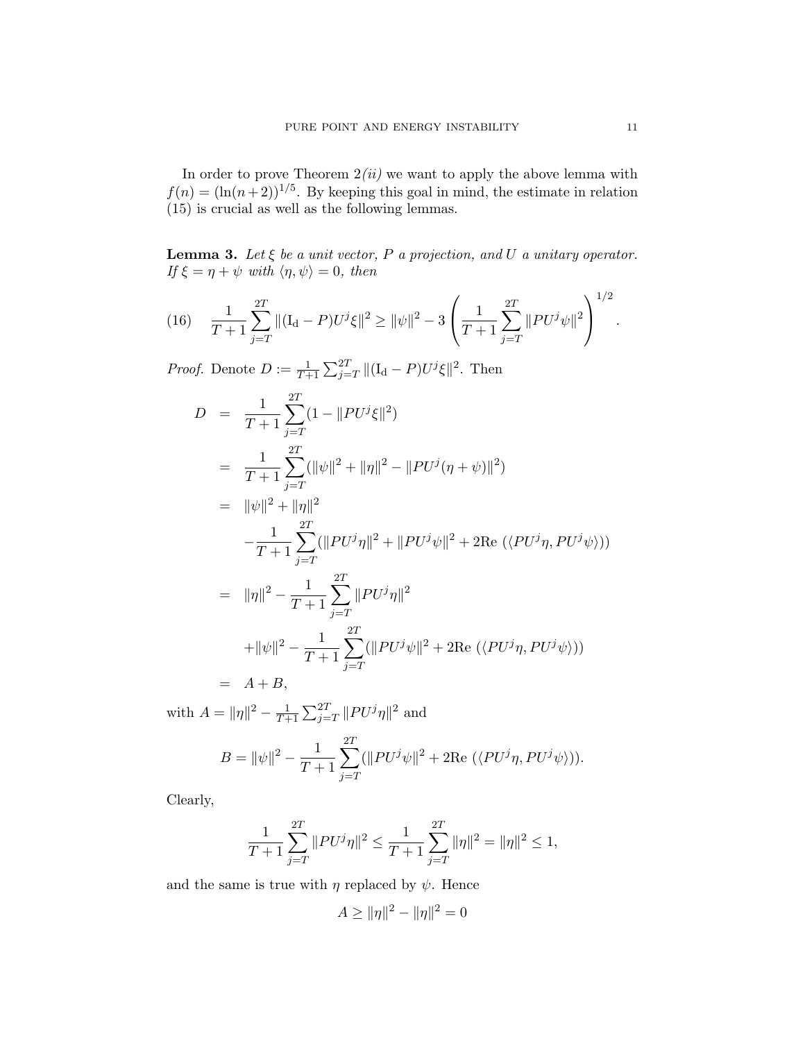In order to prove Theorem 2*(ii)* we want to apply the above lemma with $f(n) = (\ln(n+2))^{1/5}$. By keeping this goal in mind, the estimate in relation (15) is crucial as well as the following lemmas.

**Lemma 3.** *Let $\xi$ be a unit vector, $P$ a projection, and $U$ a unitary operator. If $\xi = \eta + \psi$ with $\langle \eta, \psi \rangle = 0$, then*

$$\frac{1}{T+1}\sum_{j=T}^{2T} \|(\mathrm{I_d} - P)U^j\xi\|^2 \geq \|\psi\|^2 - 3\left(\frac{1}{T+1}\sum_{j=T}^{2T}\|PU^j\psi\|^2\right)^{1/2}. \tag{16}$$

*Proof.* Denote $D := \frac{1}{T+1}\sum_{j=T}^{2T} \|(\mathrm{I_d} - P)U^j\xi\|^2$. Then

$$\begin{aligned}
D &= \frac{1}{T+1}\sum_{j=T}^{2T}(1 - \|PU^j\xi\|^2) \\
&= \frac{1}{T+1}\sum_{j=T}^{2T}(\|\psi\|^2 + \|\eta\|^2 - \|PU^j(\eta+\psi)\|^2) \\
&= \|\psi\|^2 + \|\eta\|^2 \\
&\quad - \frac{1}{T+1}\sum_{j=T}^{2T}(\|PU^j\eta\|^2 + \|PU^j\psi\|^2 + 2\mathrm{Re}\,(\langle PU^j\eta, PU^j\psi\rangle)) \\
&= \|\eta\|^2 - \frac{1}{T+1}\sum_{j=T}^{2T}\|PU^j\eta\|^2 \\
&\quad + \|\psi\|^2 - \frac{1}{T+1}\sum_{j=T}^{2T}(\|PU^j\psi\|^2 + 2\mathrm{Re}\,(\langle PU^j\eta, PU^j\psi\rangle)) \\
&= A + B,
\end{aligned}$$

with $A = \|\eta\|^2 - \frac{1}{T+1}\sum_{j=T}^{2T}\|PU^j\eta\|^2$ and

$$B = \|\psi\|^2 - \frac{1}{T+1}\sum_{j=T}^{2T}(\|PU^j\psi\|^2 + 2\mathrm{Re}\,(\langle PU^j\eta, PU^j\psi\rangle)).$$

Clearly,

$$\frac{1}{T+1}\sum_{j=T}^{2T}\|PU^j\eta\|^2 \leq \frac{1}{T+1}\sum_{j=T}^{2T}\|\eta\|^2 = \|\eta\|^2 \leq 1,$$

and the same is true with $\eta$ replaced by $\psi$. Hence

$$A \geq \|\eta\|^2 - \|\eta\|^2 = 0$$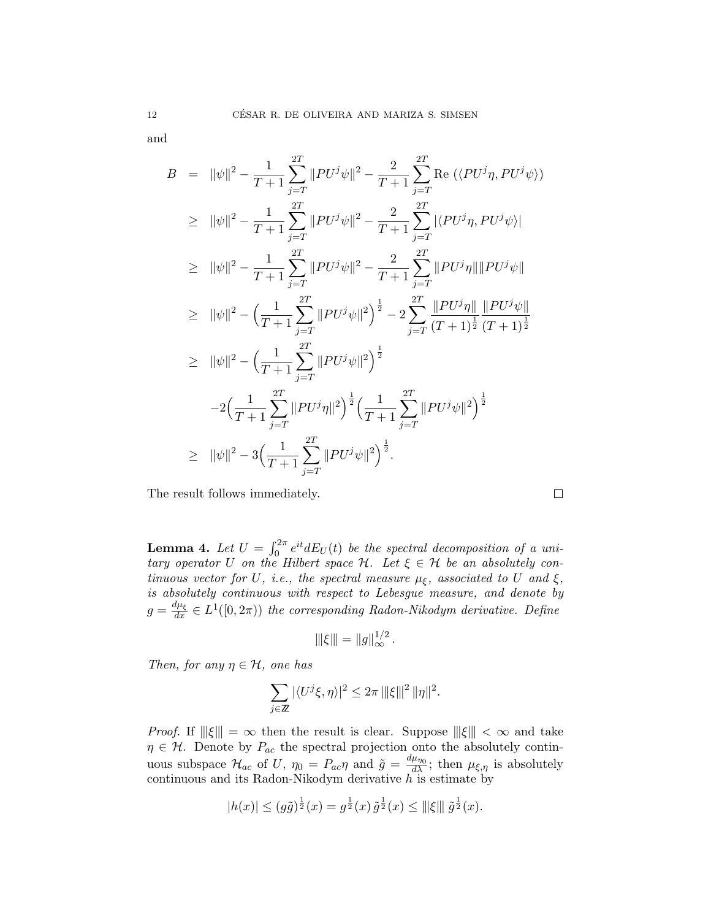and

$$
\begin{aligned}
B &= \|\psi\|^2 - \frac{1}{T+1}\sum_{j=T}^{2T} \|PU^j\psi\|^2 - \frac{2}{T+1}\sum_{j=T}^{2T} \mathrm{Re}\,\left(\langle PU^j\eta, PU^j\psi\rangle\right) \\
&\geq \|\psi\|^2 - \frac{1}{T+1}\sum_{j=T}^{2T} \|PU^j\psi\|^2 - \frac{2}{T+1}\sum_{j=T}^{2T} |\langle PU^j\eta, PU^j\psi\rangle| \\
&\geq \|\psi\|^2 - \frac{1}{T+1}\sum_{j=T}^{2T} \|PU^j\psi\|^2 - \frac{2}{T+1}\sum_{j=T}^{2T} \|PU^j\eta\|\|PU^j\psi\| \\
&\geq \|\psi\|^2 - \Big(\frac{1}{T+1}\sum_{j=T}^{2T} \|PU^j\psi\|^2\Big)^{\frac{1}{2}} - 2\sum_{j=T}^{2T} \frac{\|PU^j\eta\|}{(T+1)^{\frac{1}{2}}}\frac{\|PU^j\psi\|}{(T+1)^{\frac{1}{2}}} \\
&\geq \|\psi\|^2 - \Big(\frac{1}{T+1}\sum_{j=T}^{2T} \|PU^j\psi\|^2\Big)^{\frac{1}{2}} \\
&\quad -2\Big(\frac{1}{T+1}\sum_{j=T}^{2T} \|PU^j\eta\|^2\Big)^{\frac{1}{2}}\Big(\frac{1}{T+1}\sum_{j=T}^{2T} \|PU^j\psi\|^2\Big)^{\frac{1}{2}} \\
&\geq \|\psi\|^2 - 3\Big(\frac{1}{T+1}\sum_{j=T}^{2T} \|PU^j\psi\|^2\Big)^{\frac{1}{2}}.
\end{aligned}
$$

The result follows immediately. □

**Lemma 4.** *Let $U = \int_0^{2\pi} e^{it} dE_U(t)$ be the spectral decomposition of a unitary operator $U$ on the Hilbert space $\mathcal{H}$. Let $\xi \in \mathcal{H}$ be an absolutely continuous vector for $U$, i.e., the spectral measure $\mu_\xi$, associated to $U$ and $\xi$, is absolutely continuous with respect to Lebesgue measure, and denote by $g = \frac{d\mu_\xi}{dx} \in L^1([0, 2\pi))$ the corresponding Radon-Nikodym derivative. Define*

$$
|||\xi||| = \|g\|_\infty^{1/2}.
$$

*Then, for any $\eta \in \mathcal{H}$, one has*

$$
\sum_{j\in\mathbb{Z}} |\langle U^j\xi, \eta\rangle|^2 \leq 2\pi\, |||\xi|||^2\, \|\eta\|^2.
$$

*Proof.* If $|||\xi||| = \infty$ then the result is clear. Suppose $|||\xi||| < \infty$ and take $\eta \in \mathcal{H}$. Denote by $P_{ac}$ the spectral projection onto the absolutely continuous subspace $\mathcal{H}_{ac}$ of $U$, $\eta_0 = P_{ac}\eta$ and $\tilde{g} = \frac{d\mu_{\eta_0}}{d\lambda}$; then $\mu_{\xi,\eta}$ is absolutely continuous and its Radon-Nikodym derivative $h$ is estimate by

$$
|h(x)| \leq (g\tilde{g})^{\frac{1}{2}}(x) = g^{\frac{1}{2}}(x)\,\tilde{g}^{\frac{1}{2}}(x) \leq |||\xi|||\,\tilde{g}^{\frac{1}{2}}(x).
$$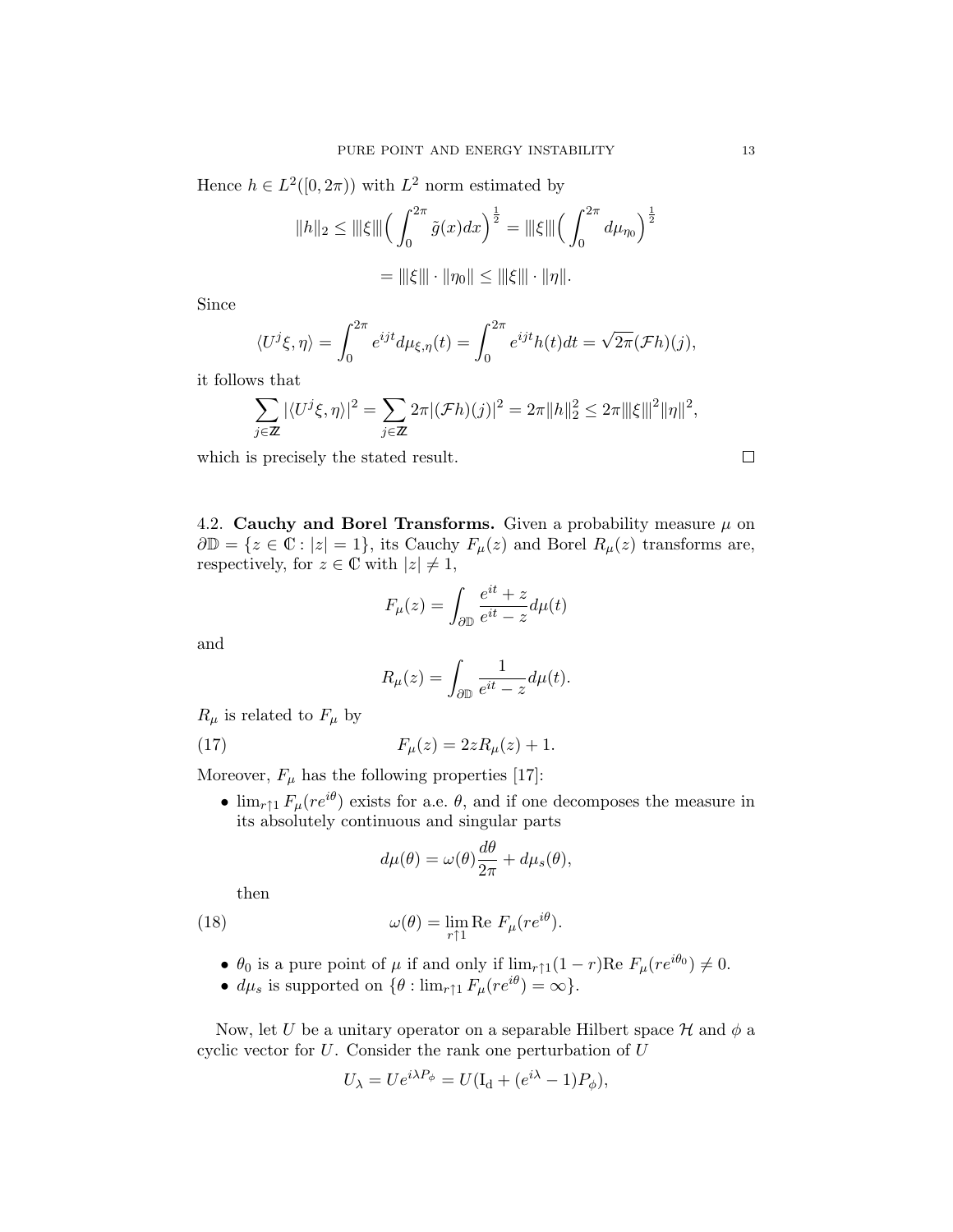Hence $h \in L^2([0, 2\pi))$ with $L^2$ norm estimated by

$$\|h\|_2 \leq |||\xi||| \Big( \int_0^{2\pi} \tilde{g}(x) dx \Big)^{\frac{1}{2}} = |||\xi||| \Big( \int_0^{2\pi} d\mu_{\eta_0} \Big)^{\frac{1}{2}}$$

$$= |||\xi||| \cdot \|\eta_0\| \leq |||\xi||| \cdot \|\eta\|.$$

Since

$$\langle U^j \xi, \eta \rangle = \int_0^{2\pi} e^{ijt} d\mu_{\xi,\eta}(t) = \int_0^{2\pi} e^{ijt} h(t) dt = \sqrt{2\pi} (\mathcal{F}h)(j),$$

it follows that

$$\sum_{j \in \mathbb{Z}} |\langle U^j \xi, \eta \rangle|^2 = \sum_{j \in \mathbb{Z}} 2\pi |(\mathcal{F}h)(j)|^2 = 2\pi \|h\|_2^2 \leq 2\pi |||\xi|||^2 \|\eta\|^2,$$

which is precisely the stated result. □

4.2. **Cauchy and Borel Transforms.** Given a probability measure $\mu$ on $\partial\mathbb{D} = \{z \in \mathbb{C} : |z| = 1\}$, its Cauchy $F_\mu(z)$ and Borel $R_\mu(z)$ transforms are, respectively, for $z \in \mathbb{C}$ with $|z| \neq 1$,

$$F_\mu(z) = \int_{\partial\mathbb{D}} \frac{e^{it} + z}{e^{it} - z} d\mu(t)$$

and

$$R_\mu(z) = \int_{\partial\mathbb{D}} \frac{1}{e^{it} - z} d\mu(t).$$

$R_\mu$ is related to $F_\mu$ by

$$F_\mu(z) = 2zR_\mu(z) + 1. \tag{17}$$

Moreover, $F_\mu$ has the following properties [17]:

- $\lim_{r\uparrow 1} F_\mu(re^{i\theta})$ exists for a.e. $\theta$, and if one decomposes the measure in its absolutely continuous and singular parts

  $$d\mu(\theta) = \omega(\theta) \frac{d\theta}{2\pi} + d\mu_s(\theta),$$

  then

  $$\omega(\theta) = \lim_{r\uparrow 1} \text{Re } F_\mu(re^{i\theta}). \tag{18}$$

- $\theta_0$ is a pure point of $\mu$ if and only if $\lim_{r\uparrow 1} (1 - r) \text{Re } F_\mu(re^{i\theta_0}) \neq 0$.
- $d\mu_s$ is supported on $\{\theta : \lim_{r\uparrow 1} F_\mu(re^{i\theta}) = \infty\}$.

Now, let $U$ be a unitary operator on a separable Hilbert space $\mathcal{H}$ and $\phi$ a cyclic vector for $U$. Consider the rank one perturbation of $U$

$$U_\lambda = Ue^{i\lambda P_\phi} = U(\text{I}_\text{d} + (e^{i\lambda} - 1)P_\phi),$$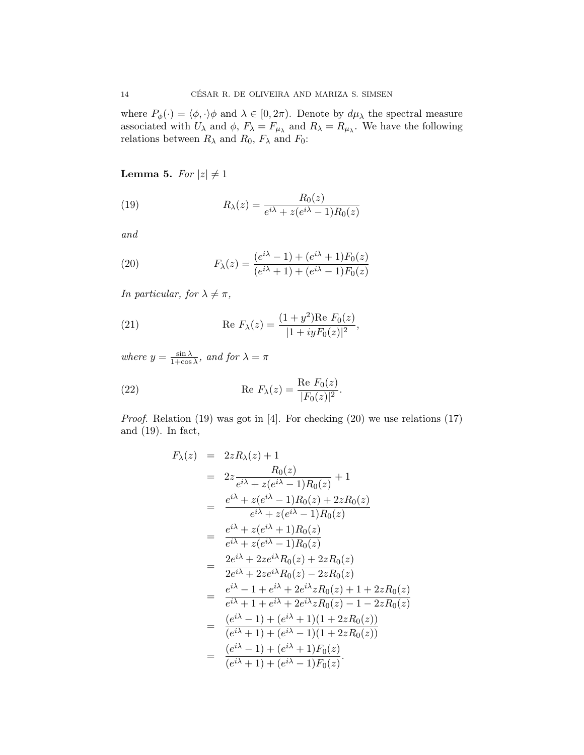where $P_\phi(\cdot) = \langle \phi, \cdot \rangle \phi$ and $\lambda \in [0, 2\pi)$. Denote by $d\mu_\lambda$ the spectral measure associated with $U_\lambda$ and $\phi$, $F_\lambda = F_{\mu_\lambda}$ and $R_\lambda = R_{\mu_\lambda}$. We have the following relations between $R_\lambda$ and $R_0$, $F_\lambda$ and $F_0$:

**Lemma 5.** *For* $|z| \neq 1$

$$R_\lambda(z) = \frac{R_0(z)}{e^{i\lambda} + z(e^{i\lambda} - 1)R_0(z)} \tag{19}$$

*and*

$$F_\lambda(z) = \frac{(e^{i\lambda} - 1) + (e^{i\lambda} + 1)F_0(z)}{(e^{i\lambda} + 1) + (e^{i\lambda} - 1)F_0(z)} \tag{20}$$

*In particular, for* $\lambda \neq \pi$,

$$\text{Re } F_\lambda(z) = \frac{(1 + y^2)\text{Re } F_0(z)}{|1 + iyF_0(z)|^2}, \tag{21}$$

*where* $y = \frac{\sin \lambda}{1 + \cos \lambda}$, *and for* $\lambda = \pi$

$$\text{Re } F_\lambda(z) = \frac{\text{Re } F_0(z)}{|F_0(z)|^2}. \tag{22}$$

*Proof.* Relation (19) was got in [4]. For checking (20) we use relations (17) and (19). In fact,

$$
\begin{aligned}
F_\lambda(z) &= 2zR_\lambda(z) + 1 \\
&= 2z\frac{R_0(z)}{e^{i\lambda} + z(e^{i\lambda} - 1)R_0(z)} + 1 \\
&= \frac{e^{i\lambda} + z(e^{i\lambda} - 1)R_0(z) + 2zR_0(z)}{e^{i\lambda} + z(e^{i\lambda} - 1)R_0(z)} \\
&= \frac{e^{i\lambda} + z(e^{i\lambda} + 1)R_0(z)}{e^{i\lambda} + z(e^{i\lambda} - 1)R_0(z)} \\
&= \frac{2e^{i\lambda} + 2ze^{i\lambda}R_0(z) + 2zR_0(z)}{2e^{i\lambda} + 2ze^{i\lambda}R_0(z) - 2zR_0(z)} \\
&= \frac{e^{i\lambda} - 1 + e^{i\lambda} + 2e^{i\lambda}zR_0(z) + 1 + 2zR_0(z)}{e^{i\lambda} + 1 + e^{i\lambda} + 2e^{i\lambda}zR_0(z) - 1 - 2zR_0(z)} \\
&= \frac{(e^{i\lambda} - 1) + (e^{i\lambda} + 1)(1 + 2zR_0(z))}{(e^{i\lambda} + 1) + (e^{i\lambda} - 1)(1 + 2zR_0(z))} \\
&= \frac{(e^{i\lambda} - 1) + (e^{i\lambda} + 1)F_0(z)}{(e^{i\lambda} + 1) + (e^{i\lambda} - 1)F_0(z)}.
\end{aligned}
$$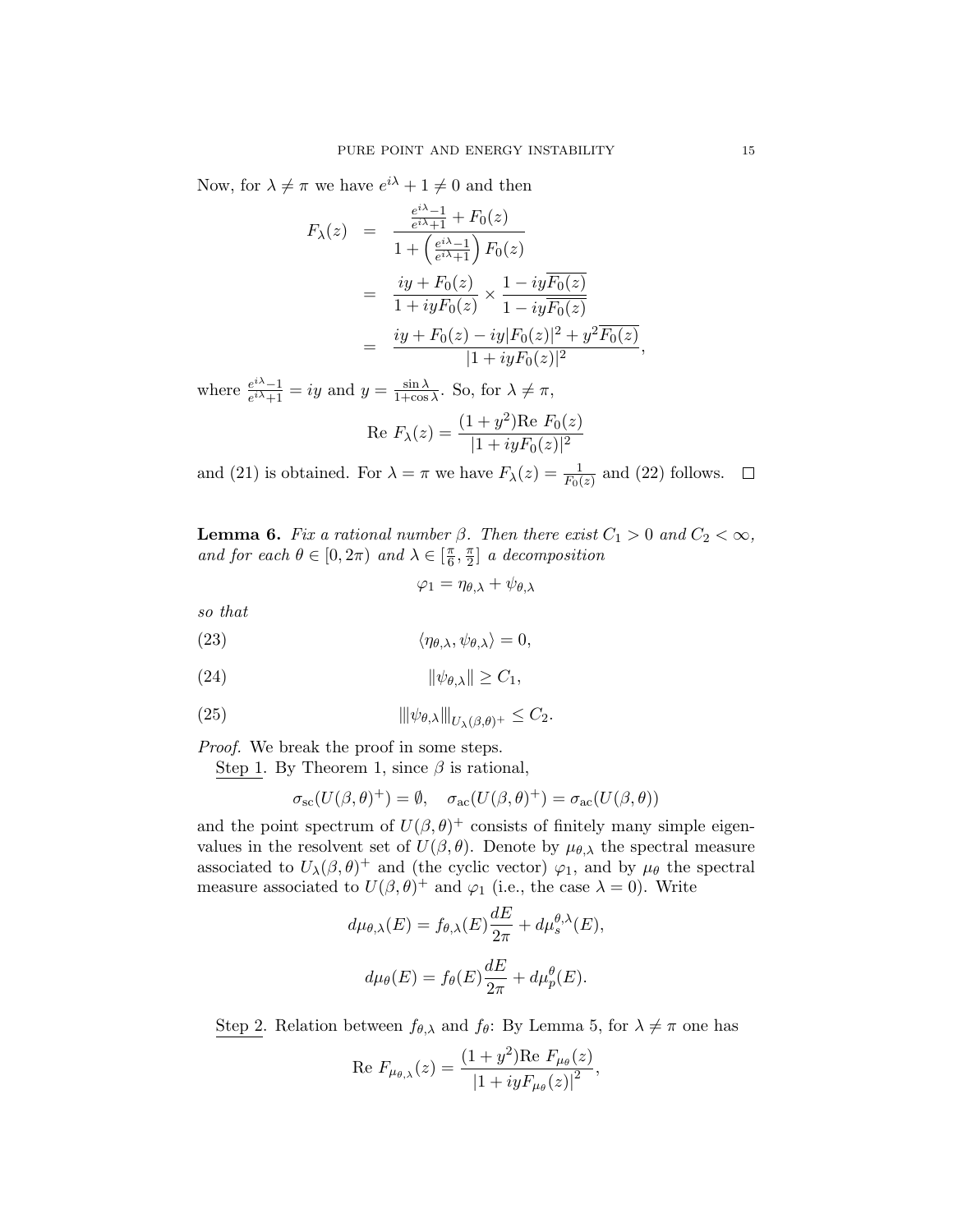Now, for $\lambda \neq \pi$ we have $e^{i\lambda}+1 \neq 0$ and then

$$
\begin{aligned}
F_\lambda(z) &= \frac{\frac{e^{i\lambda}-1}{e^{i\lambda}+1} + F_0(z)}{1+\left(\frac{e^{i\lambda}-1}{e^{i\lambda}+1}\right)F_0(z)} \\
&= \frac{iy+F_0(z)}{1+iyF_0(z)} \times \frac{1-iy\overline{F_0(z)}}{1-iy\overline{F_0(z)}} \\
&= \frac{iy+F_0(z)-iy|F_0(z)|^2+y^2\overline{F_0(z)}}{|1+iyF_0(z)|^2},
\end{aligned}
$$

where $\frac{e^{i\lambda}-1}{e^{i\lambda}+1} = iy$ and $y = \frac{\sin\lambda}{1+\cos\lambda}$. So, for $\lambda \neq \pi$,

$$
\text{Re } F_\lambda(z) = \frac{(1+y^2)\text{Re } F_0(z)}{|1+iyF_0(z)|^2}
$$

and (21) is obtained. For $\lambda = \pi$ we have $F_\lambda(z) = \frac{1}{F_0(z)}$ and (22) follows. $\square$

**Lemma 6.** *Fix a rational number $\beta$. Then there exist $C_1 > 0$ and $C_2 < \infty$, and for each $\theta \in [0, 2\pi)$ and $\lambda \in [\frac{\pi}{6}, \frac{\pi}{2}]$ a decomposition*

$$
\varphi_1 = \eta_{\theta,\lambda} + \psi_{\theta,\lambda}
$$

*so that*

$$
\langle \eta_{\theta,\lambda}, \psi_{\theta,\lambda} \rangle = 0, \tag{23}
$$

$$
\|\psi_{\theta,\lambda}\| \geq C_1, \tag{24}
$$

$$
|||\psi_{\theta,\lambda}|||_{U_\lambda(\beta,\theta)^+} \leq C_2. \tag{25}
$$

*Proof.* We break the proof in some steps.

Step 1. By Theorem 1, since $\beta$ is rational,

$$
\sigma_{\text{sc}}(U(\beta,\theta)^+) = \emptyset, \quad \sigma_{\text{ac}}(U(\beta,\theta)^+) = \sigma_{\text{ac}}(U(\beta,\theta))
$$

and the point spectrum of $U(\beta,\theta)^+$ consists of finitely many simple eigenvalues in the resolvent set of $U(\beta,\theta)$. Denote by $\mu_{\theta,\lambda}$ the spectral measure associated to $U_\lambda(\beta,\theta)^+$ and (the cyclic vector) $\varphi_1$, and by $\mu_\theta$ the spectral measure associated to $U(\beta,\theta)^+$ and $\varphi_1$ (i.e., the case $\lambda = 0$). Write

$$
d\mu_{\theta,\lambda}(E) = f_{\theta,\lambda}(E)\frac{dE}{2\pi} + d\mu_s^{\theta,\lambda}(E),
$$

$$
d\mu_\theta(E) = f_\theta(E)\frac{dE}{2\pi} + d\mu_p^\theta(E).
$$

Step 2. Relation between $f_{\theta,\lambda}$ and $f_\theta$: By Lemma 5, for $\lambda \neq \pi$ one has

$$
\text{Re } F_{\mu_{\theta,\lambda}}(z) = \frac{(1+y^2)\text{Re } F_{\mu_\theta}(z)}{|1+iyF_{\mu_\theta}(z)|^2},
$$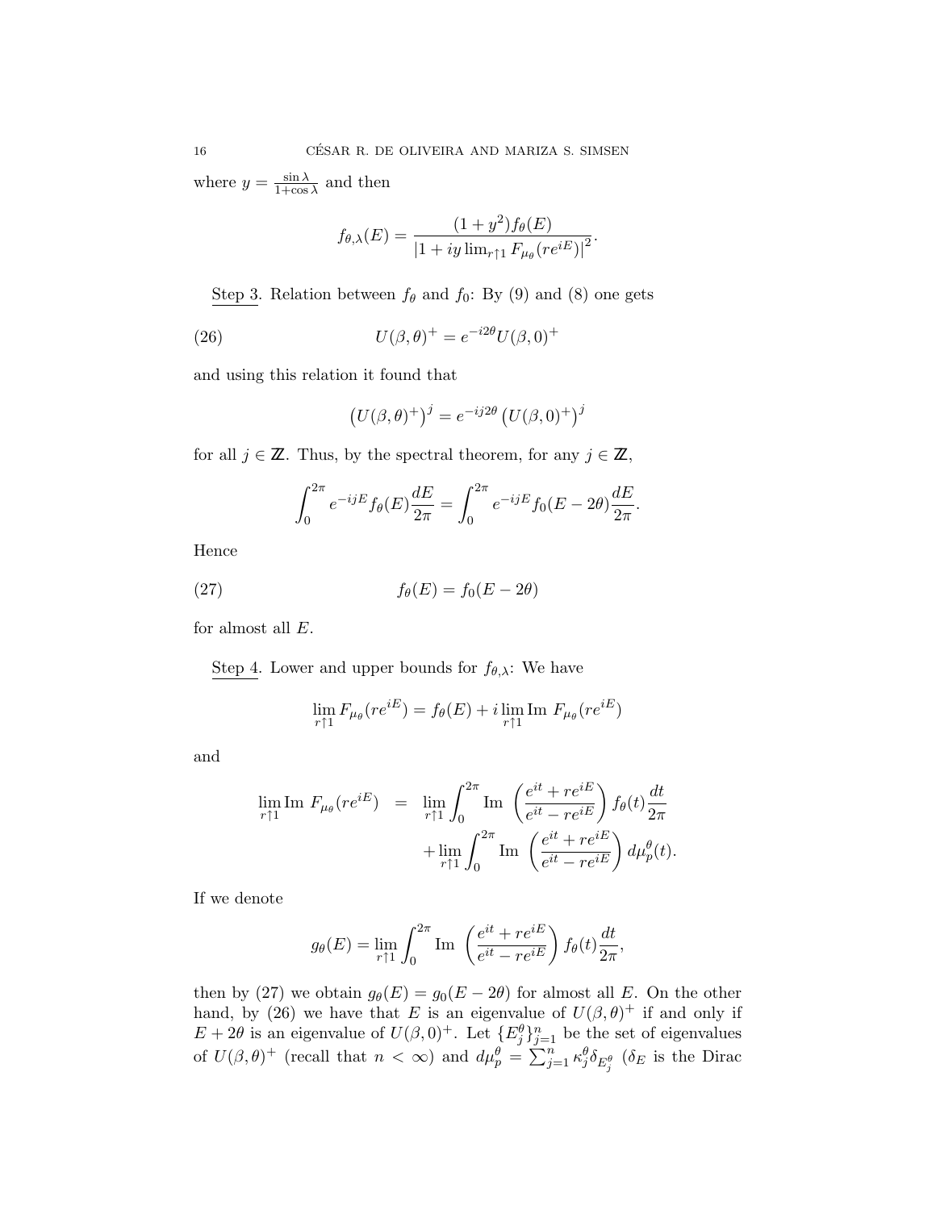where $y = \frac{\sin\lambda}{1+\cos\lambda}$ and then

$$f_{\theta,\lambda}(E) = \frac{(1+y^2) f_\theta(E)}{\left|1 + iy \lim_{r\uparrow 1} F_{\mu_\theta}(re^{iE})\right|^2}.$$

<u>Step 3</u>. Relation between $f_\theta$ and $f_0$: By (9) and (8) one gets

$$U(\beta,\theta)^+ = e^{-i2\theta} U(\beta,0)^+ \tag{26}$$

and using this relation it found that

$$\left(U(\beta,\theta)^+\right)^j = e^{-ij2\theta} \left(U(\beta,0)^+\right)^j$$

for all $j \in \mathbb{Z}$. Thus, by the spectral theorem, for any $j \in \mathbb{Z}$,

$$\int_0^{2\pi} e^{-ijE} f_\theta(E) \frac{dE}{2\pi} = \int_0^{2\pi} e^{-ijE} f_0(E-2\theta) \frac{dE}{2\pi}.$$

Hence

$$f_\theta(E) = f_0(E-2\theta) \tag{27}$$

for almost all $E$.

<u>Step 4</u>. Lower and upper bounds for $f_{\theta,\lambda}$: We have

$$\lim_{r\uparrow 1} F_{\mu_\theta}(re^{iE}) = f_\theta(E) + i \lim_{r\uparrow 1} \text{Im } F_{\mu_\theta}(re^{iE})$$

and

$$\begin{aligned}
\lim_{r\uparrow 1} \text{Im } F_{\mu_\theta}(re^{iE}) &= \lim_{r\uparrow 1} \int_0^{2\pi} \text{Im } \left(\frac{e^{it} + re^{iE}}{e^{it} - re^{iE}}\right) f_\theta(t) \frac{dt}{2\pi} \\
&\quad + \lim_{r\uparrow 1} \int_0^{2\pi} \text{Im } \left(\frac{e^{it} + re^{iE}}{e^{it} - re^{iE}}\right) d\mu_p^\theta(t).
\end{aligned}$$

If we denote

$$g_\theta(E) = \lim_{r\uparrow 1} \int_0^{2\pi} \text{Im } \left(\frac{e^{it} + re^{iE}}{e^{it} - re^{iE}}\right) f_\theta(t) \frac{dt}{2\pi},$$

then by (27) we obtain $g_\theta(E) = g_0(E-2\theta)$ for almost all $E$. On the other hand, by (26) we have that $E$ is an eigenvalue of $U(\beta,\theta)^+$ if and only if $E+2\theta$ is an eigenvalue of $U(\beta,0)^+$. Let $\{E_j^\theta\}_{j=1}^n$ be the set of eigenvalues of $U(\beta,\theta)^+$ (recall that $n < \infty$) and $d\mu_p^\theta = \sum_{j=1}^n \kappa_j^\theta \delta_{E_j^\theta}$ ($\delta_E$ is the Dirac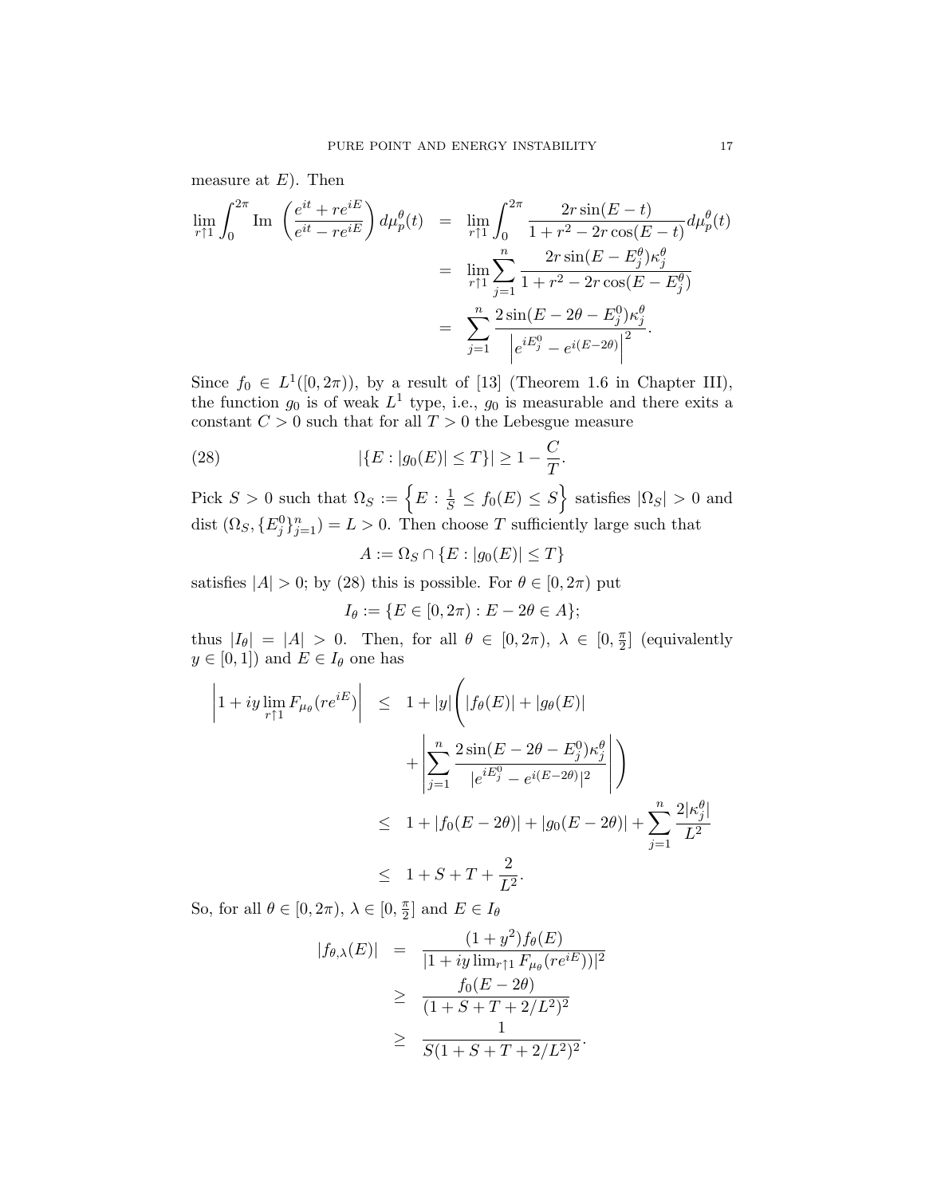measure at $E$). Then

$$
\begin{aligned}
\lim_{r\uparrow 1}\int_0^{2\pi} \text{Im }\left(\frac{e^{it}+re^{iE}}{e^{it}-re^{iE}}\right) d\mu_p^\theta(t) &= \lim_{r\uparrow 1}\int_0^{2\pi} \frac{2r\sin(E-t)}{1+r^2-2r\cos(E-t)} d\mu_p^\theta(t) \\
&= \lim_{r\uparrow 1}\sum_{j=1}^n \frac{2r\sin(E-E_j^\theta)\kappa_j^\theta}{1+r^2-2r\cos(E-E_j^\theta)} \\
&= \sum_{j=1}^n \frac{2\sin(E-2\theta-E_j^0)\kappa_j^\theta}{\left|e^{iE_j^0}-e^{i(E-2\theta)}\right|^2}.
\end{aligned}
$$

Since $f_0 \in L^1([0,2\pi))$, by a result of [13] (Theorem 1.6 in Chapter III), the function $g_0$ is of weak $L^1$ type, i.e., $g_0$ is measurable and there exits a constant $C > 0$ such that for all $T > 0$ the Lebesgue measure

$$
|\{E : |g_0(E)| \le T\}| \ge 1 - \frac{C}{T}. \tag{28}
$$

Pick $S > 0$ such that $\Omega_S := \left\{E : \frac{1}{S} \le f_0(E) \le S\right\}$ satisfies $|\Omega_S| > 0$ and $\text{dist}\,(\Omega_S, \{E_j^0\}_{j=1}^n) = L > 0$. Then choose $T$ sufficiently large such that

$$
A := \Omega_S \cap \{E : |g_0(E)| \le T\}
$$

satisfies $|A| > 0$; by (28) this is possible. For $\theta \in [0,2\pi)$ put

$$
I_\theta := \{E \in [0,2\pi) : E - 2\theta \in A\};
$$

thus $|I_\theta| = |A| > 0$. Then, for all $\theta \in [0,2\pi)$, $\lambda \in [0,\frac{\pi}{2}]$ (equivalently $y \in [0,1]$) and $E \in I_\theta$ one has

$$
\begin{aligned}
\left|1 + iy\lim_{r\uparrow 1} F_{\mu_\theta}(re^{iE})\right| &\le 1 + |y|\Bigg(|f_\theta(E)| + |g_\theta(E)| \\
&\quad + \left|\sum_{j=1}^n \frac{2\sin(E-2\theta-E_j^0)\kappa_j^\theta}{|e^{iE_j^0}-e^{i(E-2\theta)}|^2}\right|\Bigg) \\
&\le 1 + |f_0(E-2\theta)| + |g_0(E-2\theta)| + \sum_{j=1}^n \frac{2|\kappa_j^\theta|}{L^2} \\
&\le 1 + S + T + \frac{2}{L^2}.
\end{aligned}
$$

So, for all $\theta \in [0,2\pi)$, $\lambda \in [0,\frac{\pi}{2}]$ and $E \in I_\theta$

$$
\begin{aligned}
|f_{\theta,\lambda}(E)| &= \frac{(1+y^2)f_\theta(E)}{|1+iy\lim_{r\uparrow 1}F_{\mu_\theta}(re^{iE}))|^2} \\
&\ge \frac{f_0(E-2\theta)}{(1+S+T+2/L^2)^2} \\
&\ge \frac{1}{S(1+S+T+2/L^2)^2}.
\end{aligned}
$$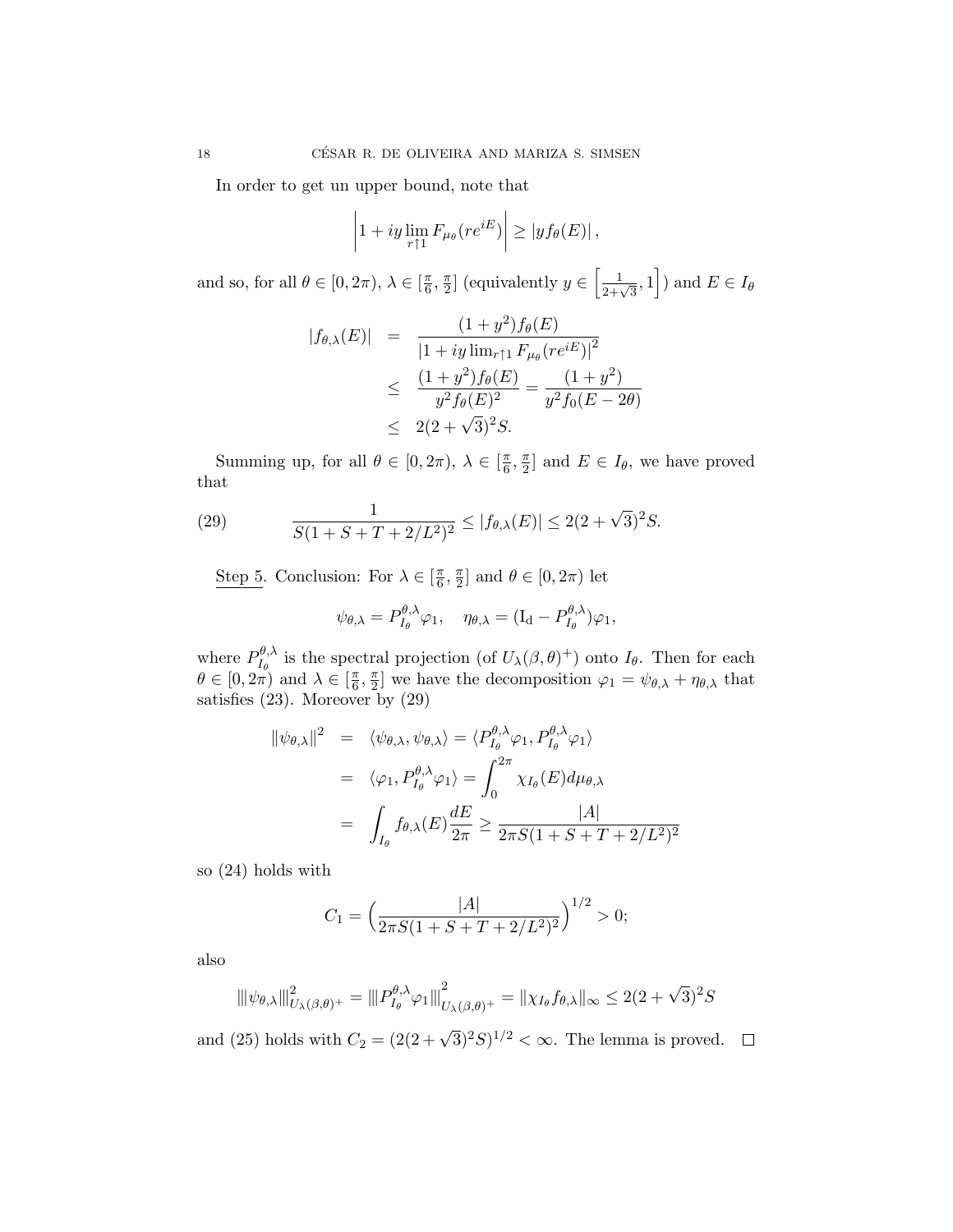In order to get un upper bound, note that

$$\left| 1 + iy \lim_{r\uparrow 1} F_{\mu_\theta}(re^{iE}) \right| \geq |y f_\theta(E)|,$$

and so, for all $\theta \in [0, 2\pi)$, $\lambda \in [\frac{\pi}{6}, \frac{\pi}{2}]$ (equivalently $y \in \left[\frac{1}{2+\sqrt{3}}, 1\right]$) and $E \in I_\theta$

$$\begin{aligned} |f_{\theta,\lambda}(E)| &= \frac{(1+y^2) f_\theta(E)}{\left|1 + iy \lim_{r\uparrow 1} F_{\mu_\theta}(re^{iE})\right|^2} \\ &\leq \frac{(1+y^2) f_\theta(E)}{y^2 f_\theta(E)^2} = \frac{(1+y^2)}{y^2 f_0(E-2\theta)} \\ &\leq 2(2+\sqrt{3})^2 S. \end{aligned}$$

Summing up, for all $\theta \in [0, 2\pi)$, $\lambda \in [\frac{\pi}{6}, \frac{\pi}{2}]$ and $E \in I_\theta$, we have proved that

$$\frac{1}{S(1+S+T+2/L^2)^2} \leq |f_{\theta,\lambda}(E)| \leq 2(2+\sqrt{3})^2 S. \tag{29}$$

Step 5. Conclusion: For $\lambda \in [\frac{\pi}{6}, \frac{\pi}{2}]$ and $\theta \in [0, 2\pi)$ let

$$\psi_{\theta,\lambda} = P^{\theta,\lambda}_{I_\theta} \varphi_1, \quad \eta_{\theta,\lambda} = (\mathrm{I_d} - P^{\theta,\lambda}_{I_\theta})\varphi_1,$$

where $P^{\theta,\lambda}_{I_\theta}$ is the spectral projection (of $U_\lambda(\beta,\theta)^+$) onto $I_\theta$. Then for each $\theta \in [0, 2\pi)$ and $\lambda \in [\frac{\pi}{6}, \frac{\pi}{2}]$ we have the decomposition $\varphi_1 = \psi_{\theta,\lambda} + \eta_{\theta,\lambda}$ that satisfies (23). Moreover by (29)

$$\begin{aligned} \|\psi_{\theta,\lambda}\|^2 &= \langle \psi_{\theta,\lambda}, \psi_{\theta,\lambda} \rangle = \langle P^{\theta,\lambda}_{I_\theta}\varphi_1, P^{\theta,\lambda}_{I_\theta}\varphi_1 \rangle \\ &= \langle \varphi_1, P^{\theta,\lambda}_{I_\theta}\varphi_1 \rangle = \int_0^{2\pi} \chi_{I_\theta}(E) d\mu_{\theta,\lambda} \\ &= \int_{I_\theta} f_{\theta,\lambda}(E) \frac{dE}{2\pi} \geq \frac{|A|}{2\pi S(1+S+T+2/L^2)^2} \end{aligned}$$

so (24) holds with

$$C_1 = \Big( \frac{|A|}{2\pi S(1+S+T+2/L^2)^2} \Big)^{1/2} > 0;$$

also

$$|||\psi_{\theta,\lambda}|||^2_{U_\lambda(\beta,\theta)^+} = |||P^{\theta,\lambda}_{I_\theta}\varphi_1|||^2_{U_\lambda(\beta,\theta)^+} = \|\chi_{I_\theta} f_{\theta,\lambda}\|_\infty \leq 2(2+\sqrt{3})^2 S$$

and (25) holds with $C_2 = (2(2+\sqrt{3})^2 S)^{1/2} < \infty$. The lemma is proved. □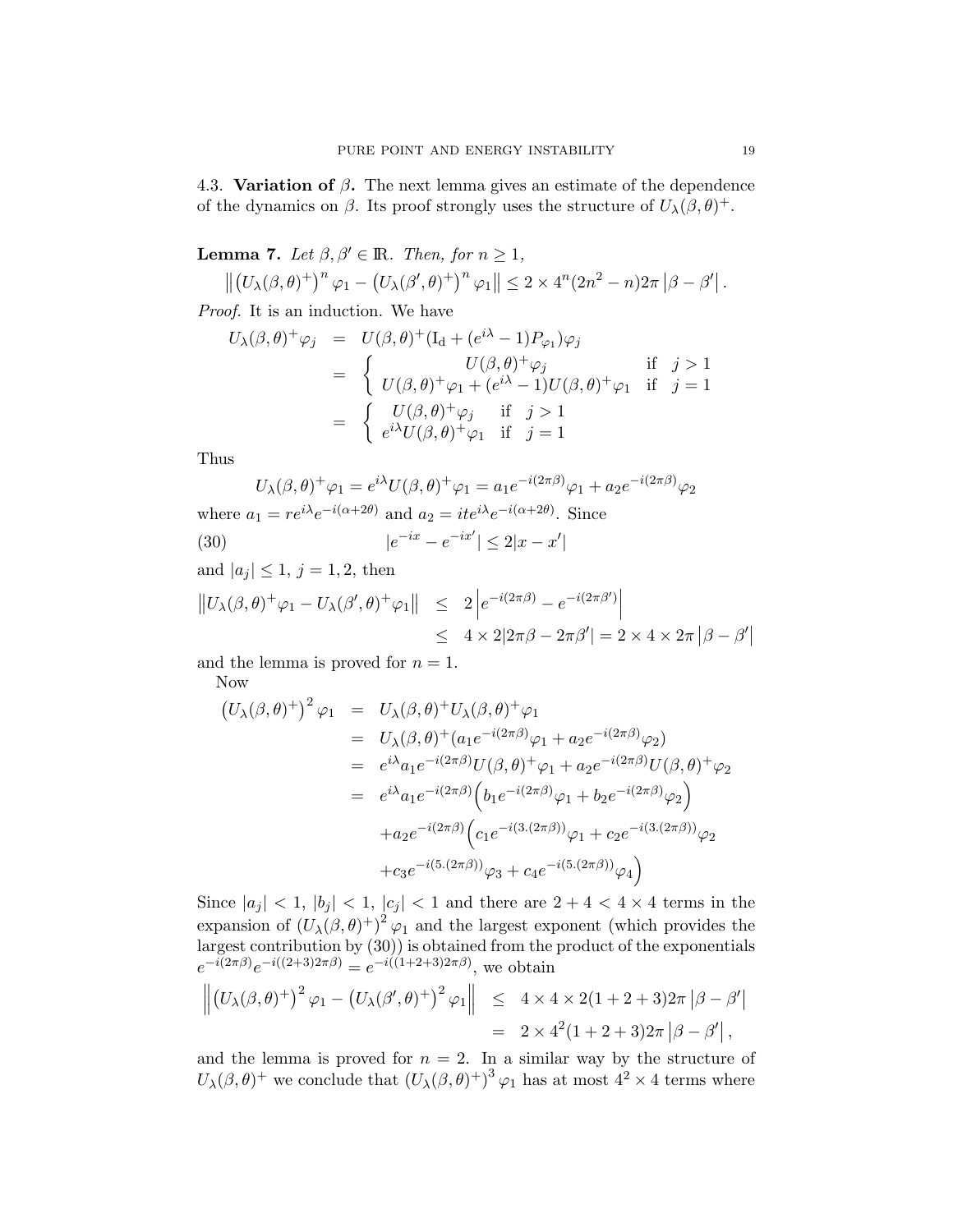4.3. **Variation of $\beta$.** The next lemma gives an estimate of the dependence of the dynamics on $\beta$. Its proof strongly uses the structure of $U_\lambda(\beta,\theta)^+$.

**Lemma 7.** *Let $\beta, \beta' \in \mathbb{R}$. Then, for $n \geq 1$,*

$$\left\| \left(U_\lambda(\beta,\theta)^+\right)^n \varphi_1 - \left(U_\lambda(\beta',\theta)^+\right)^n \varphi_1 \right\| \leq 2 \times 4^n (2n^2 - n) 2\pi \left|\beta - \beta'\right|.$$

*Proof.* It is an induction. We have

$$\begin{aligned}
U_\lambda(\beta,\theta)^+ \varphi_j &= U(\beta,\theta)^+ (\mathrm{I_d} + (e^{i\lambda} - 1) P_{\varphi_1}) \varphi_j \\
&= \begin{cases} U(\beta,\theta)^+ \varphi_j & \text{if } \ j > 1 \\ U(\beta,\theta)^+ \varphi_1 + (e^{i\lambda} - 1) U(\beta,\theta)^+ \varphi_1 & \text{if } \ j = 1 \end{cases} \\
&= \begin{cases} U(\beta,\theta)^+ \varphi_j & \text{if } \ j > 1 \\ e^{i\lambda} U(\beta,\theta)^+ \varphi_1 & \text{if } \ j = 1 \end{cases}
\end{aligned}$$

Thus

$$U_\lambda(\beta,\theta)^+ \varphi_1 = e^{i\lambda} U(\beta,\theta)^+ \varphi_1 = a_1 e^{-i(2\pi\beta)} \varphi_1 + a_2 e^{-i(2\pi\beta)} \varphi_2$$

where $a_1 = r e^{i\lambda} e^{-i(\alpha+2\theta)}$ and $a_2 = it e^{i\lambda} e^{-i(\alpha+2\theta)}$. Since

$$|e^{-ix} - e^{-ix'}| \leq 2|x - x'| \tag{30}$$

and $|a_j| \leq 1$, $j = 1, 2$, then

$$\begin{aligned}
\left\| U_\lambda(\beta,\theta)^+ \varphi_1 - U_\lambda(\beta',\theta)^+ \varphi_1 \right\| &\leq 2 \left| e^{-i(2\pi\beta)} - e^{-i(2\pi\beta')} \right| \\
&\leq 4 \times 2 |2\pi\beta - 2\pi\beta'| = 2 \times 4 \times 2\pi \left|\beta - \beta'\right|
\end{aligned}$$

and the lemma is proved for $n = 1$.

Now

$$\begin{aligned}
\left(U_\lambda(\beta,\theta)^+\right)^2 \varphi_1 &= U_\lambda(\beta,\theta)^+ U_\lambda(\beta,\theta)^+ \varphi_1 \\
&= U_\lambda(\beta,\theta)^+ (a_1 e^{-i(2\pi\beta)} \varphi_1 + a_2 e^{-i(2\pi\beta)} \varphi_2) \\
&= e^{i\lambda} a_1 e^{-i(2\pi\beta)} U(\beta,\theta)^+ \varphi_1 + a_2 e^{-i(2\pi\beta)} U(\beta,\theta)^+ \varphi_2 \\
&= e^{i\lambda} a_1 e^{-i(2\pi\beta)} \Big( b_1 e^{-i(2\pi\beta)} \varphi_1 + b_2 e^{-i(2\pi\beta)} \varphi_2 \Big) \\
&\quad + a_2 e^{-i(2\pi\beta)} \Big( c_1 e^{-i(3.(2\pi\beta))} \varphi_1 + c_2 e^{-i(3.(2\pi\beta))} \varphi_2 \\
&\quad + c_3 e^{-i(5.(2\pi\beta))} \varphi_3 + c_4 e^{-i(5.(2\pi\beta))} \varphi_4 \Big)
\end{aligned}$$

Since $|a_j| < 1$, $|b_j| < 1$, $|c_j| < 1$ and there are $2 + 4 < 4 \times 4$ terms in the expansion of $\left(U_\lambda(\beta,\theta)^+\right)^2 \varphi_1$ and the largest exponent (which provides the largest contribution by (30)) is obtained from the product of the exponentials $e^{-i(2\pi\beta)} e^{-i((2+3)2\pi\beta)} = e^{-i((1+2+3)2\pi\beta)}$, we obtain

$$\begin{aligned}
\left\| \left(U_\lambda(\beta,\theta)^+\right)^2 \varphi_1 - \left(U_\lambda(\beta',\theta)^+\right)^2 \varphi_1 \right\| &\leq 4 \times 4 \times 2 (1 + 2 + 3) 2\pi \left|\beta - \beta'\right| \\
&= 2 \times 4^2 (1 + 2 + 3) 2\pi \left|\beta - \beta'\right|,
\end{aligned}$$

and the lemma is proved for $n = 2$. In a similar way by the structure of $U_\lambda(\beta,\theta)^+$ we conclude that $\left(U_\lambda(\beta,\theta)^+\right)^3 \varphi_1$ has at most $4^2 \times 4$ terms where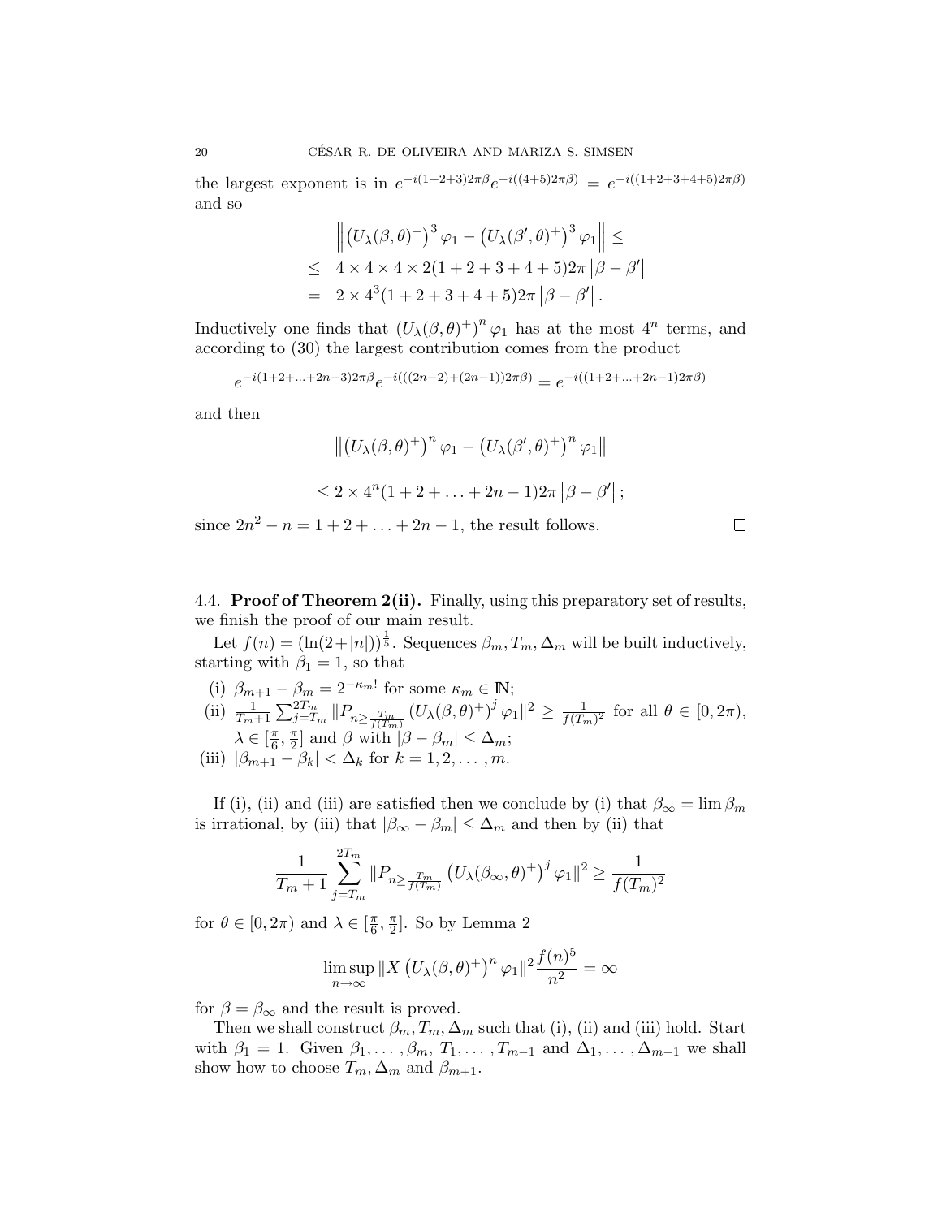the largest exponent is in $e^{-i(1+2+3)2\pi\beta}e^{-i((4+5)2\pi\beta)} = e^{-i((1+2+3+4+5)2\pi\beta)}$ and so

$$
\begin{aligned}
&\left\| \left(U_\lambda(\beta,\theta)^+\right)^3 \varphi_1 - \left(U_\lambda(\beta',\theta)^+\right)^3 \varphi_1 \right\| \leq \\
\leq\ & 4\times 4\times 4\times 2(1+2+3+4+5)2\pi\left|\beta-\beta'\right| \\
=\ & 2\times 4^3(1+2+3+4+5)2\pi\left|\beta-\beta'\right|.
\end{aligned}
$$

Inductively one finds that $\left(U_\lambda(\beta,\theta)^+\right)^n \varphi_1$ has at the most $4^n$ terms, and according to (30) the largest contribution comes from the product

$$
e^{-i(1+2+\ldots+2n-3)2\pi\beta}e^{-i(((2n-2)+(2n-1))2\pi\beta)} = e^{-i((1+2+\ldots+2n-1)2\pi\beta)}
$$

and then

$$
\left\| \left(U_\lambda(\beta,\theta)^+\right)^n \varphi_1 - \left(U_\lambda(\beta',\theta)^+\right)^n \varphi_1 \right\|
$$

$$
\leq 2\times 4^n(1+2+\ldots+2n-1)2\pi\left|\beta-\beta'\right|;
$$

since $2n^2-n = 1+2+\ldots+2n-1$, the result follows. $\square$

### 4.4. Proof of Theorem 2(ii).

Finally, using this preparatory set of results, we finish the proof of our main result.

Let $f(n) = (\ln(2+|n|))^{\frac{1}{5}}$. Sequences $\beta_m, T_m, \Delta_m$ will be built inductively, starting with $\beta_1 = 1$, so that

(i) $\beta_{m+1} - \beta_m = 2^{-\kappa_m!}$ for some $\kappa_m \in \mathbb{N}$;

(ii) $\frac{1}{T_m+1}\sum_{j=T_m}^{2T_m} \|P_{n\geq\frac{T_m}{f(T_m)}}\left(U_\lambda(\beta,\theta)^+\right)^j\varphi_1\|^2 \geq \frac{1}{f(T_m)^2}$ for all $\theta\in[0,2\pi)$, $\lambda\in[\frac{\pi}{6},\frac{\pi}{2}]$ and $\beta$ with $|\beta-\beta_m|\leq\Delta_m$;

(iii) $|\beta_{m+1}-\beta_k| < \Delta_k$ for $k=1,2,\ldots,m$.

If (i), (ii) and (iii) are satisfied then we conclude by (i) that $\beta_\infty = \lim\beta_m$ is irrational, by (iii) that $|\beta_\infty-\beta_m|\leq\Delta_m$ and then by (ii) that

$$
\frac{1}{T_m+1}\sum_{j=T_m}^{2T_m} \|P_{n\geq\frac{T_m}{f(T_m)}}\left(U_\lambda(\beta_\infty,\theta)^+\right)^j\varphi_1\|^2 \geq \frac{1}{f(T_m)^2}
$$

for $\theta\in[0,2\pi)$ and $\lambda\in[\frac{\pi}{6},\frac{\pi}{2}]$. So by Lemma 2

$$
\limsup_{n\to\infty} \|X\left(U_\lambda(\beta,\theta)^+\right)^n\varphi_1\|^2\frac{f(n)^5}{n^2} = \infty
$$

for $\beta=\beta_\infty$ and the result is proved.

Then we shall construct $\beta_m, T_m, \Delta_m$ such that (i), (ii) and (iii) hold. Start with $\beta_1 = 1$. Given $\beta_1,\ldots,\beta_m$, $T_1,\ldots,T_{m-1}$ and $\Delta_1,\ldots,\Delta_{m-1}$ we shall show how to choose $T_m, \Delta_m$ and $\beta_{m+1}$.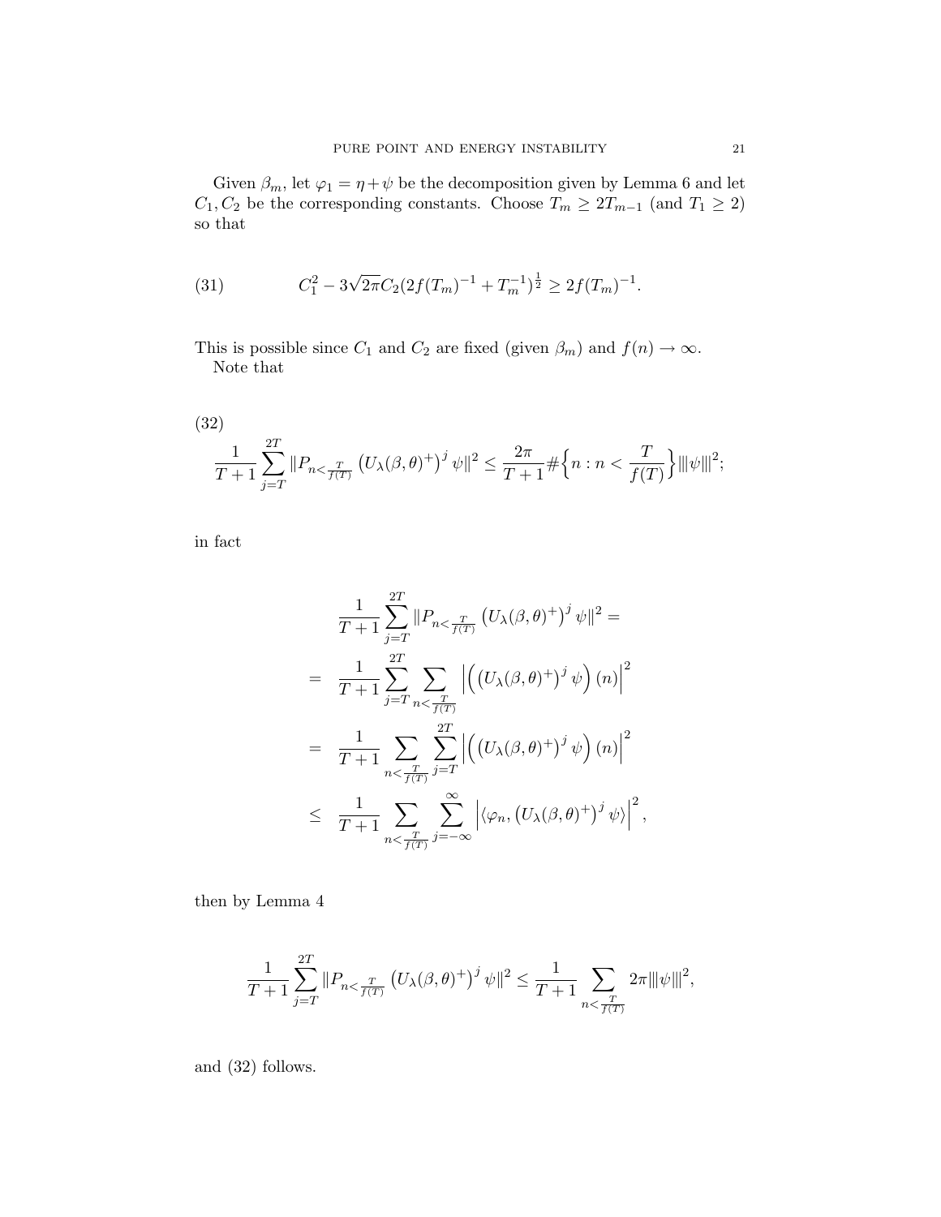Given $\beta_m$, let $\varphi_1 = \eta + \psi$ be the decomposition given by Lemma 6 and let $C_1, C_2$ be the corresponding constants. Choose $T_m \geq 2T_{m-1}$ (and $T_1 \geq 2$) so that

$$C_1^2 - 3\sqrt{2\pi} C_2 (2f(T_m)^{-1} + T_m^{-1})^{\frac{1}{2}} \geq 2f(T_m)^{-1}. \tag{31}$$

This is possible since $C_1$ and $C_2$ are fixed (given $\beta_m$) and $f(n) \to \infty$.

Note that

$$\frac{1}{T+1} \sum_{j=T}^{2T} \| P_{n<\frac{T}{f(T)}} \left( U_\lambda(\beta,\theta)^+ \right)^j \psi \|^2 \leq \frac{2\pi}{T+1} \# \Big\{ n : n < \frac{T}{f(T)} \Big\} |||\psi|||^2; \tag{32}$$

in fact

$$\begin{aligned}
& \frac{1}{T+1} \sum_{j=T}^{2T} \| P_{n<\frac{T}{f(T)}} \left( U_\lambda(\beta,\theta)^+ \right)^j \psi \|^2 = \\
= \quad & \frac{1}{T+1} \sum_{j=T}^{2T} \sum_{n<\frac{T}{f(T)}} \left| \left( \left( U_\lambda(\beta,\theta)^+ \right)^j \psi \right)(n) \right|^2 \\
= \quad & \frac{1}{T+1} \sum_{n<\frac{T}{f(T)}} \sum_{j=T}^{2T} \left| \left( \left( U_\lambda(\beta,\theta)^+ \right)^j \psi \right)(n) \right|^2 \\
\leq \quad & \frac{1}{T+1} \sum_{n<\frac{T}{f(T)}} \sum_{j=-\infty}^{\infty} \left| \langle \varphi_n, \left( U_\lambda(\beta,\theta)^+ \right)^j \psi \rangle \right|^2,
\end{aligned}$$

then by Lemma 4

$$\frac{1}{T+1} \sum_{j=T}^{2T} \| P_{n<\frac{T}{f(T)}} \left( U_\lambda(\beta,\theta)^+ \right)^j \psi \|^2 \leq \frac{1}{T+1} \sum_{n<\frac{T}{f(T)}} 2\pi |||\psi|||^2,$$

and (32) follows.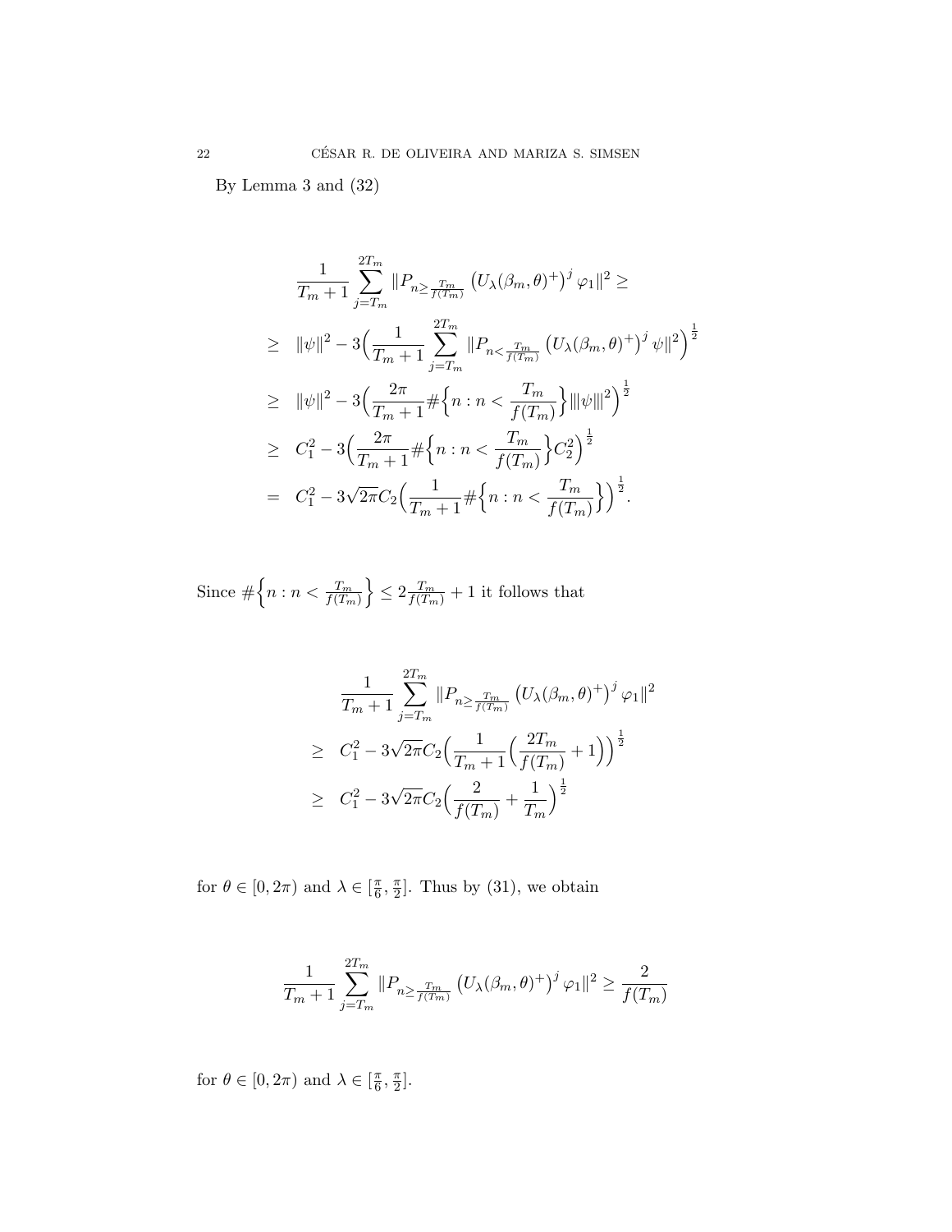By Lemma 3 and (32)

$$
\begin{aligned}
&\frac{1}{T_m+1}\sum_{j=T_m}^{2T_m} \|P_{n\geq \frac{T_m}{f(T_m)}} \left(U_\lambda(\beta_m,\theta)^+\right)^j \varphi_1\|^2 \geq \\
\geq\;& \|\psi\|^2 - 3\Big(\frac{1}{T_m+1}\sum_{j=T_m}^{2T_m} \|P_{n<\frac{T_m}{f(T_m)}} \left(U_\lambda(\beta_m,\theta)^+\right)^j \psi\|^2\Big)^{\frac{1}{2}} \\
\geq\;& \|\psi\|^2 - 3\Big(\frac{2\pi}{T_m+1}\#\Big\{n : n < \frac{T_m}{f(T_m)}\Big\}|||\psi|||^2\Big)^{\frac{1}{2}} \\
\geq\;& C_1^2 - 3\Big(\frac{2\pi}{T_m+1}\#\Big\{n : n < \frac{T_m}{f(T_m)}\Big\}C_2^2\Big)^{\frac{1}{2}} \\
=\;& C_1^2 - 3\sqrt{2\pi}C_2\Big(\frac{1}{T_m+1}\#\Big\{n : n < \frac{T_m}{f(T_m)}\Big\}\Big)^{\frac{1}{2}}.
\end{aligned}
$$

Since $\#\Big\{n : n < \frac{T_m}{f(T_m)}\Big\} \leq 2\frac{T_m}{f(T_m)} + 1$ it follows that

$$
\begin{aligned}
&\frac{1}{T_m+1}\sum_{j=T_m}^{2T_m} \|P_{n\geq \frac{T_m}{f(T_m)}} \left(U_\lambda(\beta_m,\theta)^+\right)^j \varphi_1\|^2 \\
\geq\;& C_1^2 - 3\sqrt{2\pi}C_2\Big(\frac{1}{T_m+1}\Big(\frac{2T_m}{f(T_m)}+1\Big)\Big)^{\frac{1}{2}} \\
\geq\;& C_1^2 - 3\sqrt{2\pi}C_2\Big(\frac{2}{f(T_m)}+\frac{1}{T_m}\Big)^{\frac{1}{2}}
\end{aligned}
$$

for $\theta \in [0, 2\pi)$ and $\lambda \in [\frac{\pi}{6}, \frac{\pi}{2}]$. Thus by (31), we obtain

$$
\frac{1}{T_m+1}\sum_{j=T_m}^{2T_m} \|P_{n\geq \frac{T_m}{f(T_m)}} \left(U_\lambda(\beta_m,\theta)^+\right)^j \varphi_1\|^2 \geq \frac{2}{f(T_m)}
$$

for $\theta \in [0, 2\pi)$ and $\lambda \in [\frac{\pi}{6}, \frac{\pi}{2}]$.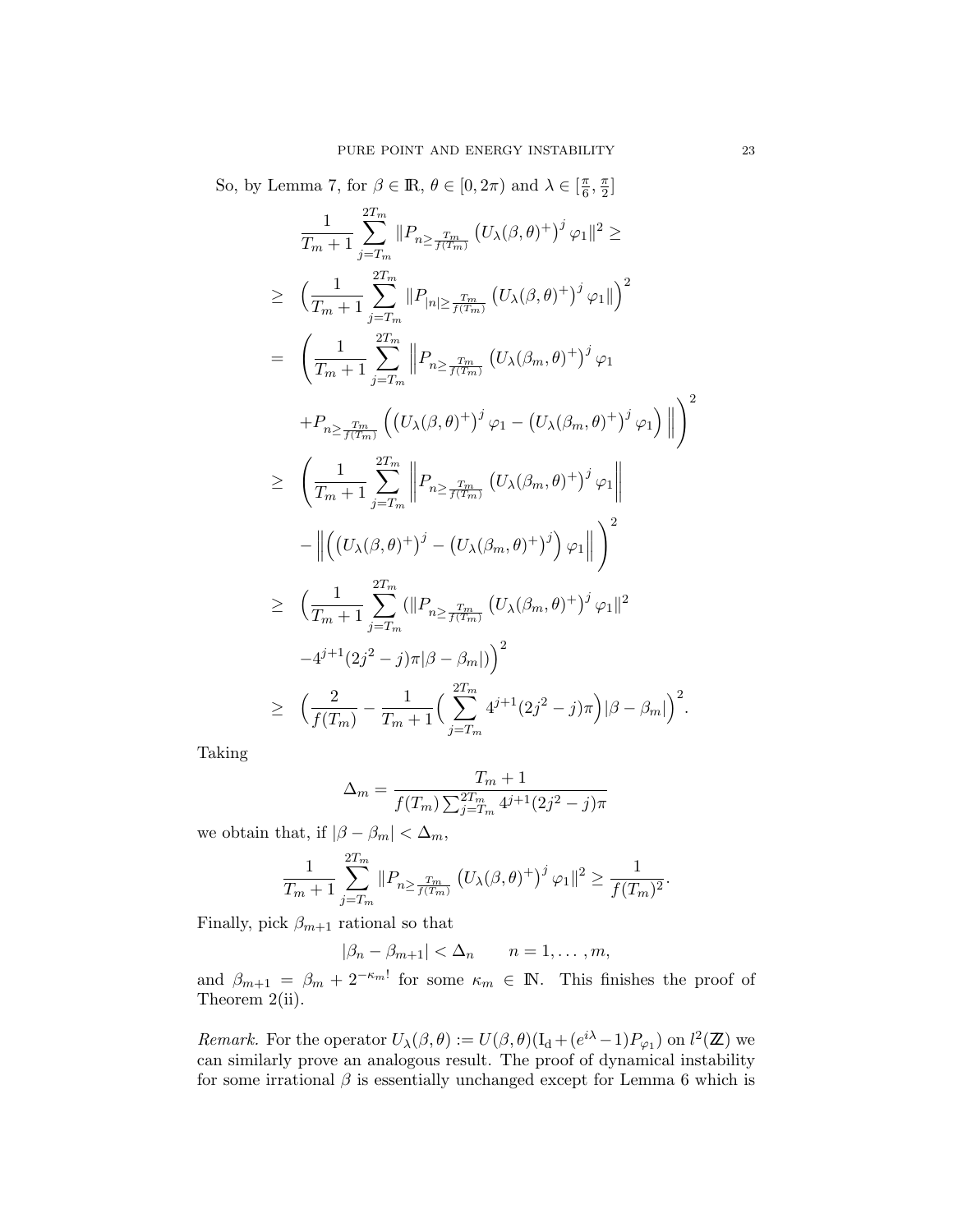So, by Lemma 7, for $\beta \in \mathbb{R}$, $\theta \in [0, 2\pi)$ and $\lambda \in [\frac{\pi}{6}, \frac{\pi}{2}]$

$$
\begin{aligned}
&\frac{1}{T_m+1} \sum_{j=T_m}^{2T_m} \|P_{n \geq \frac{T_m}{f(T_m)}} \left(U_\lambda(\beta, \theta)^+\right)^j \varphi_1\|^2 \geq \\
\geq\ & \Big( \frac{1}{T_m+1} \sum_{j=T_m}^{2T_m} \|P_{|n| \geq \frac{T_m}{f(T_m)}} \left(U_\lambda(\beta, \theta)^+\right)^j \varphi_1\| \Big)^2 \\
=\ & \left( \frac{1}{T_m+1} \sum_{j=T_m}^{2T_m} \Big\| P_{n \geq \frac{T_m}{f(T_m)}} \left(U_\lambda(\beta_m, \theta)^+\right)^j \varphi_1 \right. \\
& \left. + P_{n \geq \frac{T_m}{f(T_m)}} \Big( \left(U_\lambda(\beta, \theta)^+\right)^j \varphi_1 - \left(U_\lambda(\beta_m, \theta)^+\right)^j \varphi_1 \Big) \Big\| \right)^2 \\
\geq\ & \left( \frac{1}{T_m+1} \sum_{j=T_m}^{2T_m} \Big\| P_{n \geq \frac{T_m}{f(T_m)}} \left(U_\lambda(\beta_m, \theta)^+\right)^j \varphi_1 \Big\| \right. \\
& \left. - \Big\| \Big( \left(U_\lambda(\beta, \theta)^+\right)^j - \left(U_\lambda(\beta_m, \theta)^+\right)^j \Big) \varphi_1 \Big\| \right)^2 \\
\geq\ & \Big( \frac{1}{T_m+1} \sum_{j=T_m}^{2T_m} (\|P_{n \geq \frac{T_m}{f(T_m)}} \left(U_\lambda(\beta_m, \theta)^+\right)^j \varphi_1\|^2 \\
& - 4^{j+1}(2j^2 - j)\pi|\beta - \beta_m|) \Big)^2 \\
\geq\ & \Big( \frac{2}{f(T_m)} - \frac{1}{T_m+1} \Big( \sum_{j=T_m}^{2T_m} 4^{j+1}(2j^2 - j)\pi \Big) |\beta - \beta_m| \Big)^2.
\end{aligned}
$$

Taking

$$
\Delta_m = \frac{T_m + 1}{f(T_m) \sum_{j=T_m}^{2T_m} 4^{j+1}(2j^2 - j)\pi}
$$

we obtain that, if $|\beta - \beta_m| < \Delta_m$,

$$
\frac{1}{T_m+1} \sum_{j=T_m}^{2T_m} \|P_{n \geq \frac{T_m}{f(T_m)}} \left(U_\lambda(\beta, \theta)^+\right)^j \varphi_1\|^2 \geq \frac{1}{f(T_m)^2}.
$$

Finally, pick $\beta_{m+1}$ rational so that

$$
|\beta_n - \beta_{m+1}| < \Delta_n \qquad n = 1, \ldots, m,
$$

and $\beta_{m+1} = \beta_m + 2^{-\kappa_m!}$ for some $\kappa_m \in \mathbb{N}$. This finishes the proof of Theorem 2(ii).

*Remark.* For the operator $U_\lambda(\beta, \theta) := U(\beta, \theta)(\mathrm{I_d} + (e^{i\lambda} - 1)P_{\varphi_1})$ on $l^2(\mathbb{Z})$ we can similarly prove an analogous result. The proof of dynamical instability for some irrational $\beta$ is essentially unchanged except for Lemma 6 which is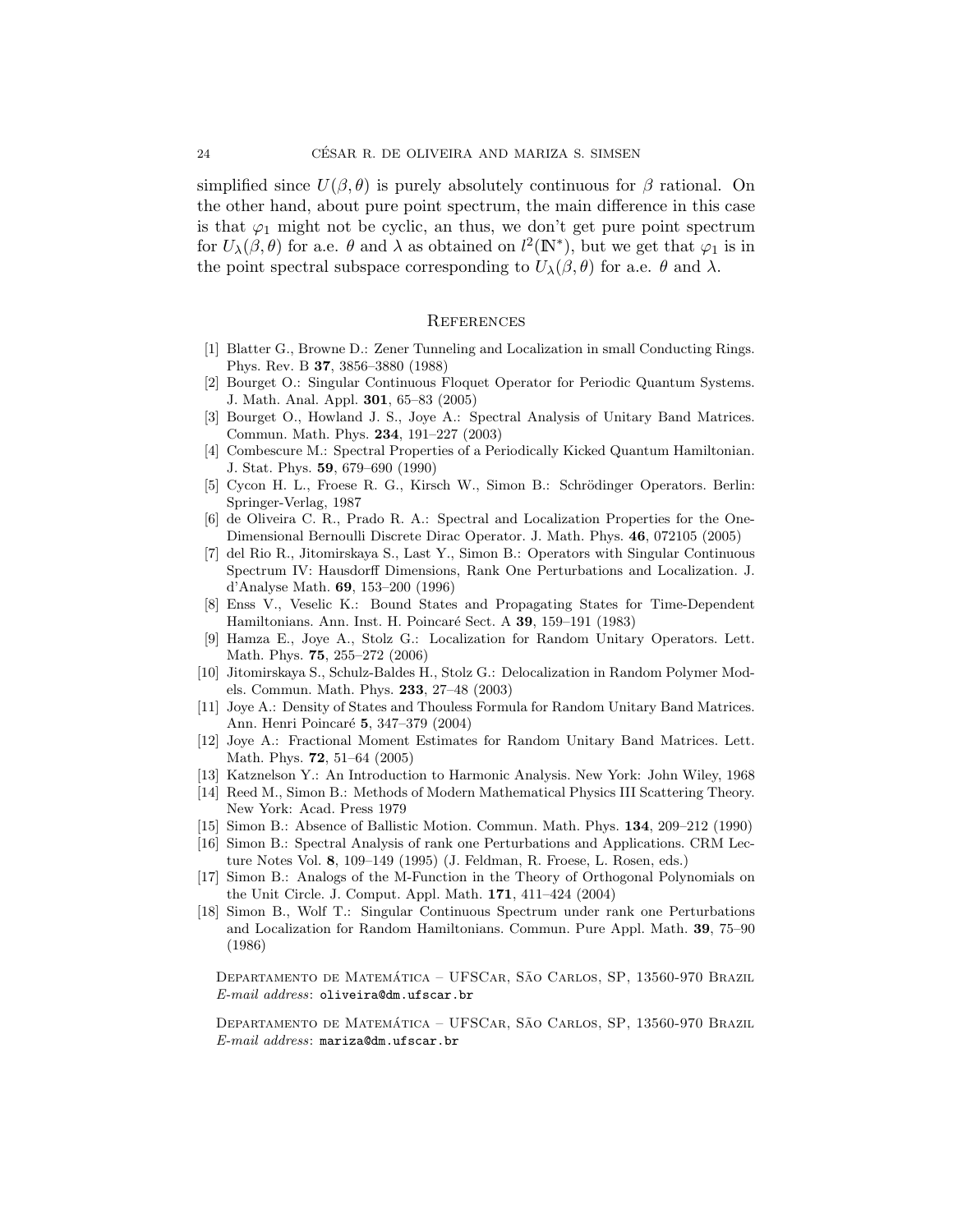simplified since $U(\beta,\theta)$ is purely absolutely continuous for $\beta$ rational. On the other hand, about pure point spectrum, the main difference in this case is that $\varphi_1$ might not be cyclic, an thus, we don't get pure point spectrum for $U_\lambda(\beta,\theta)$ for a.e. $\theta$ and $\lambda$ as obtained on $l^2(\mathbb{N}^*)$, but we get that $\varphi_1$ is in the point spectral subspace corresponding to $U_\lambda(\beta,\theta)$ for a.e. $\theta$ and $\lambda$.

## References

[1] Blatter G., Browne D.: Zener Tunneling and Localization in small Conducting Rings. Phys. Rev. B **37**, 3856–3880 (1988)

[2] Bourget O.: Singular Continuous Floquet Operator for Periodic Quantum Systems. J. Math. Anal. Appl. **301**, 65–83 (2005)

[3] Bourget O., Howland J. S., Joye A.: Spectral Analysis of Unitary Band Matrices. Commun. Math. Phys. **234**, 191–227 (2003)

[4] Combescure M.: Spectral Properties of a Periodically Kicked Quantum Hamiltonian. J. Stat. Phys. **59**, 679–690 (1990)

[5] Cycon H. L., Froese R. G., Kirsch W., Simon B.: Schrödinger Operators. Berlin: Springer-Verlag, 1987

[6] de Oliveira C. R., Prado R. A.: Spectral and Localization Properties for the One-Dimensional Bernoulli Discrete Dirac Operator. J. Math. Phys. **46**, 072105 (2005)

[7] del Rio R., Jitomirskaya S., Last Y., Simon B.: Operators with Singular Continuous Spectrum IV: Hausdorff Dimensions, Rank One Perturbations and Localization. J. d'Analyse Math. **69**, 153–200 (1996)

[8] Enss V., Veselic K.: Bound States and Propagating States for Time-Dependent Hamiltonians. Ann. Inst. H. Poincaré Sect. A **39**, 159–191 (1983)

[9] Hamza E., Joye A., Stolz G.: Localization for Random Unitary Operators. Lett. Math. Phys. **75**, 255–272 (2006)

[10] Jitomirskaya S., Schulz-Baldes H., Stolz G.: Delocalization in Random Polymer Models. Commun. Math. Phys. **233**, 27–48 (2003)

[11] Joye A.: Density of States and Thouless Formula for Random Unitary Band Matrices. Ann. Henri Poincaré **5**, 347–379 (2004)

[12] Joye A.: Fractional Moment Estimates for Random Unitary Band Matrices. Lett. Math. Phys. **72**, 51–64 (2005)

[13] Katznelson Y.: An Introduction to Harmonic Analysis. New York: John Wiley, 1968

[14] Reed M., Simon B.: Methods of Modern Mathematical Physics III Scattering Theory. New York: Acad. Press 1979

[15] Simon B.: Absence of Ballistic Motion. Commun. Math. Phys. **134**, 209–212 (1990)

[16] Simon B.: Spectral Analysis of rank one Perturbations and Applications. CRM Lecture Notes Vol. **8**, 109–149 (1995) (J. Feldman, R. Froese, L. Rosen, eds.)

[17] Simon B.: Analogs of the M-Function in the Theory of Orthogonal Polynomials on the Unit Circle. J. Comput. Appl. Math. **171**, 411–424 (2004)

[18] Simon B., Wolf T.: Singular Continuous Spectrum under rank one Perturbations and Localization for Random Hamiltonians. Commun. Pure Appl. Math. **39**, 75–90 (1986)

Departamento de Matemática – UFSCar, São Carlos, SP, 13560-970 Brazil
*E-mail address*: oliveira@dm.ufscar.br

Departamento de Matemática – UFSCar, São Carlos, SP, 13560-970 Brazil
*E-mail address*: mariza@dm.ufscar.br